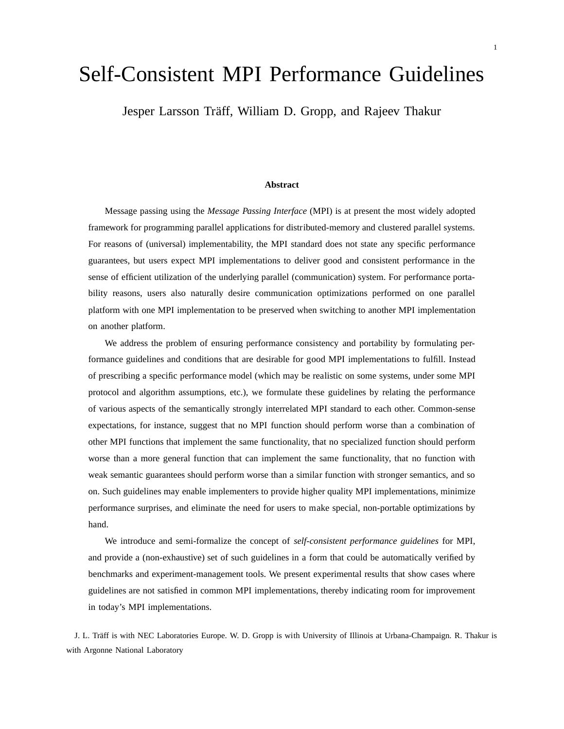# Self-Consistent MPI Performance Guidelines

Jesper Larsson Träff, William D. Gropp, and Rajeev Thakur

### Abstract

Message passing using the *Message Passing Interface* (MPI) is at present the most widely adopted framework for programming parallel applications for distributed-memory and clustered parallel systems. For reasons of (universal) implementability, the MPI standard does not state any specific performance guarantees, but users expect MPI implementations to deliver good and consistent performance in the sense of efficient utilization of the underlying parallel (communication) system. For performance portability reasons, users also naturally desire communication optimizations performed on one parallel platform with one MPI implementation to be preserved when switching to another MPI implementation on another platform.

We address the problem of ensuring performance consistency and portability by formulating performance guidelines and conditions that are desirable for good MPI implementations to fulfill. Instead of prescribing a specific performance model (which may be realistic on some systems, under some MPI protocol and algorithm assumptions, etc.), we formulate these guidelines by relating the performance of various aspects of the semantically strongly interrelated MPI standard to each other. Common-sense expectations, for instance, suggest that no MPI function should perform worse than a combination of other MPI functions that implement the same functionality, that no specialized function should perform worse than a more general function that can implement the same functionality, that no function with weak semantic guarantees should perform worse than a similar function with stronger semantics, and so on. Such guidelines may enable implementers to provide higher quality MPI implementations, minimize performance surprises, and eliminate the need for users to make special, non-portable optimizations by hand.

We introduce and semi-formalize the concept of *self-consistent performance guidelines* for MPI, and provide a (non-exhaustive) set of such guidelines in a form that could be automatically verified by benchmarks and experiment-management tools. We present experimental results that show cases where guidelines are not satisfied in common MPI implementations, thereby indicating room for improvement in today's MPI implementations.

J. L. Träff is with NEC Laboratories Europe. W. D. Gropp is with University of Illinois at Urbana-Champaign. R. Thakur is with Argonne National Laboratory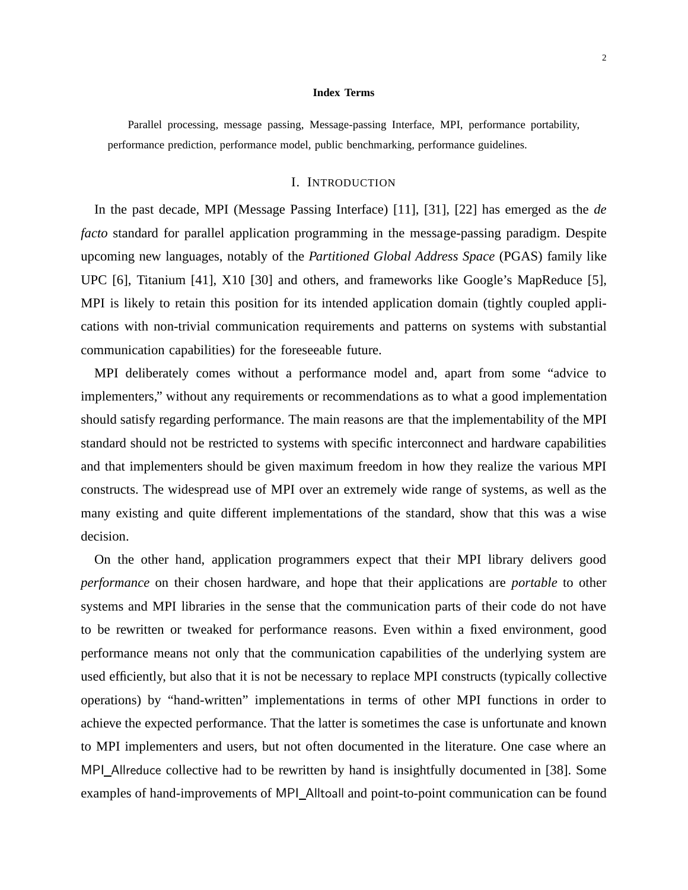**Index Terms**

Parallel processing, message passing, Message-passing Interface, MPI, performance portability, performance prediction, performance model, public benchmarking, performance guidelines.

## I. Introduction

In the past decade, MPI (Message Passing Interface) [11], [31], [22] has emerged as the *de facto* standard for parallel application programming in the message-passing paradigm. Despite upcoming new languages, notably of the *Partitioned Global Address Space* (PGAS) family like UPC [6], Titanium [41], X10 [30] and others, and frameworks like Google's MapReduce [5], MPI is likely to retain this position for its intended application domain (tightly coupled applications with non-trivial communication requirements and patterns on systems with substantial communication capabilities) for the foreseeable future.

MPI deliberately comes without a performance model and, apart from some "advice to implementers," without any requirements or recommendations as to what a good implementation should satisfy regarding performance. The main reasons are that the implementability of the MPI standard should not be restricted to systems with specific interconnect and hardware capabilities and that implementers should be given maximum freedom in how they realize the various MPI constructs. The widespread use of MPI over an extremely wide range of systems, as well as the many existing and quite different implementations of the standard, show that this was a wise decision.

On the other hand, application programmers expect that their MPI library delivers good *performance* on their chosen hardware, and hope that their applications are *portable* to other systems and MPI libraries in the sense that the communication parts of their code do not have to be rewritten or tweaked for performance reasons. Even within a fixed environment, good performance means not only that the communication capabilities of the underlying system are used efficiently, but also that it is not be necessary to replace MPI constructs (typically collective operations) by "hand-written" implementations in terms of other MPI functions in order to achieve the expected performance. That the latter is sometimes the case is unfortunate and known to MPI implementers and users, but not often documented in the literature. One case where an MPI_Allreduce collective had to be rewritten by hand is insightfully documented in [38]. Some examples of hand-improvements of MPI_Alltoall and point-to-point communication can be found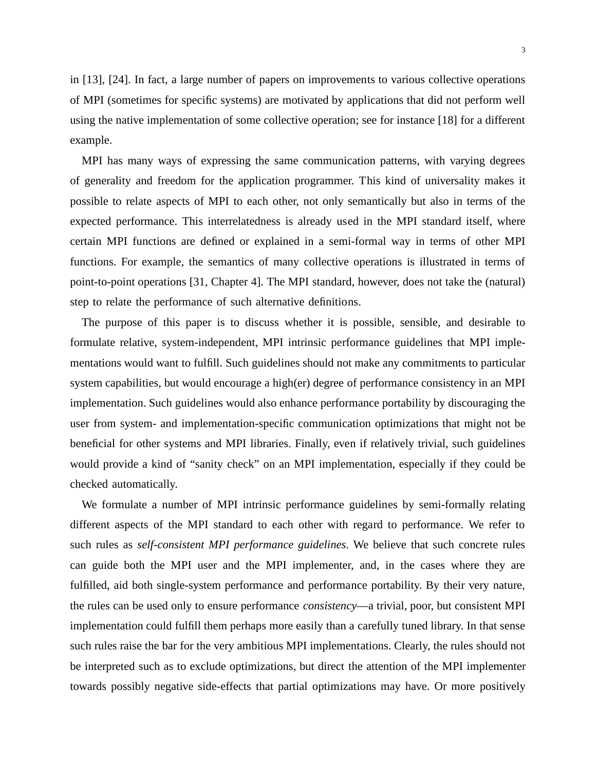in [13], [24]. In fact, a large number of papers on improvements to various collective operations of MPI (sometimes for specific systems) are motivated by applications that did not perform well using the native implementation of some collective operation; see for instance [18] for a different example.

MPI has many ways of expressing the same communication patterns, with varying degrees of generality and freedom for the application programmer. This kind of universality makes it possible to relate aspects of MPI to each other, not only semantically but also in terms of the expected performance. This interrelatedness is already used in the MPI standard itself, where certain MPI functions are defined or explained in a semi-formal way in terms of other MPI functions. For example, the semantics of many collective operations is illustrated in terms of point-to-point operations [31, Chapter 4]. The MPI standard, however, does not take the (natural) step to relate the performance of such alternative definitions.

The purpose of this paper is to discuss whether it is possible, sensible, and desirable to formulate relative, system-independent, MPI intrinsic performance guidelines that MPI implementations would want to fulfill. Such guidelines should not make any commitments to particular system capabilities, but would encourage a high(er) degree of performance consistency in an MPI implementation. Such guidelines would also enhance performance portability by discouraging the user from system- and implementation-specific communication optimizations that might not be beneficial for other systems and MPI libraries. Finally, even if relatively trivial, such guidelines would provide a kind of "sanity check" on an MPI implementation, especially if they could be checked automatically.

We formulate a number of MPI intrinsic performance guidelines by semi-formally relating different aspects of the MPI standard to each other with regard to performance. We refer to such rules as *self-consistent MPI performance guidelines*. We believe that such concrete rules can guide both the MPI user and the MPI implementer, and, in the cases where they are fulfilled, aid both single-system performance and performance portability. By their very nature, the rules can be used only to ensure performance *consistency*—a trivial, poor, but consistent MPI implementation could fulfill them perhaps more easily than a carefully tuned library. In that sense such rules raise the bar for the very ambitious MPI implementations. Clearly, the rules should not be interpreted such as to exclude optimizations, but direct the attention of the MPI implementer towards possibly negative side-effects that partial optimizations may have. Or more positively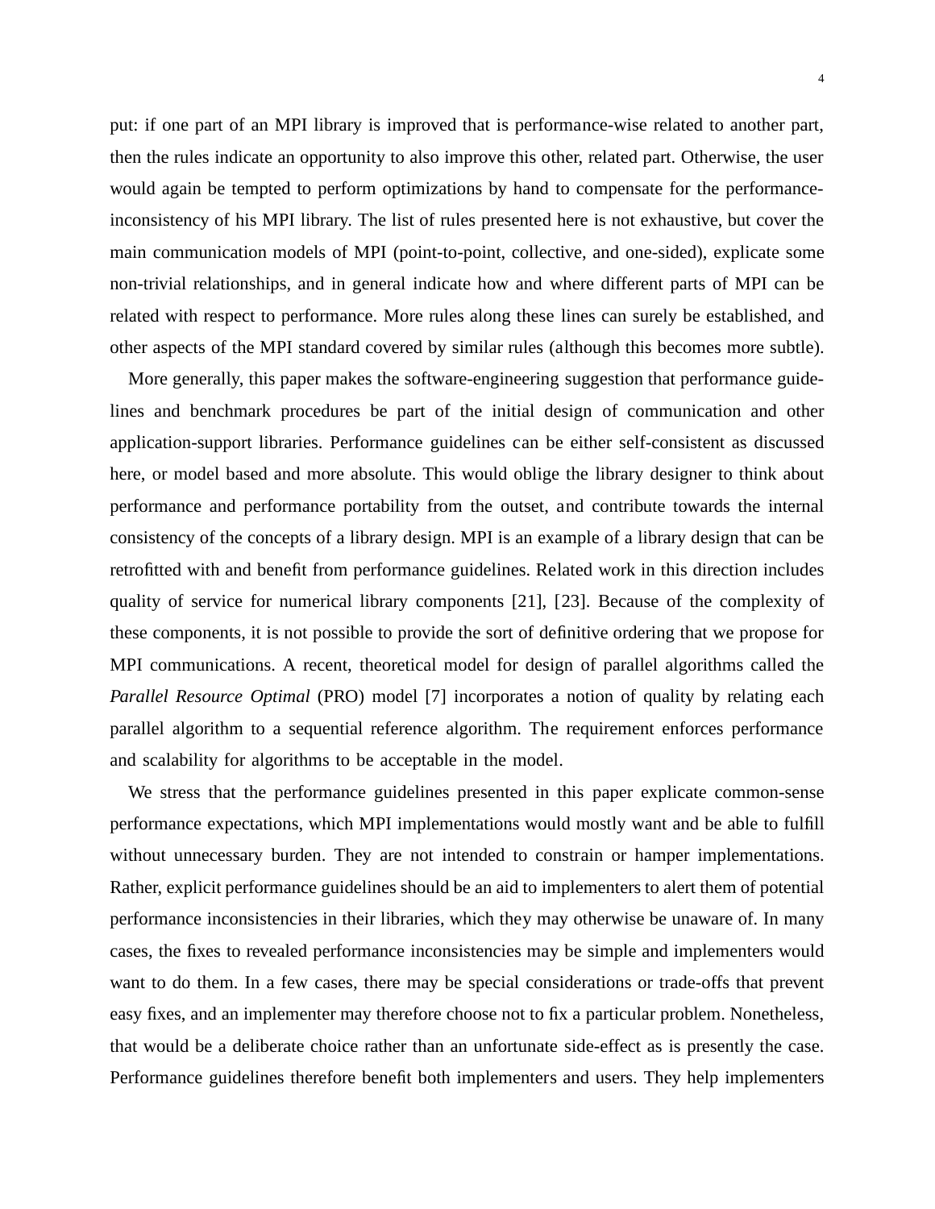put: if one part of an MPI library is improved that is performance-wise related to another part, then the rules indicate an opportunity to also improve this other, related part. Otherwise, the user would again be tempted to perform optimizations by hand to compensate for the performance-inconsistency of his MPI library. The list of rules presented here is not exhaustive, but cover the main communication models of MPI (point-to-point, collective, and one-sided), explicate some non-trivial relationships, and in general indicate how and where different parts of MPI can be related with respect to performance. More rules along these lines can surely be established, and other aspects of the MPI standard covered by similar rules (although this becomes more subtle).

More generally, this paper makes the software-engineering suggestion that performance guidelines and benchmark procedures be part of the initial design of communication and other application-support libraries. Performance guidelines can be either self-consistent as discussed here, or model based and more absolute. This would oblige the library designer to think about performance and performance portability from the outset, and contribute towards the internal consistency of the concepts of a library design. MPI is an example of a library design that can be retrofitted with and benefit from performance guidelines. Related work in this direction includes quality of service for numerical library components [21], [23]. Because of the complexity of these components, it is not possible to provide the sort of definitive ordering that we propose for MPI communications. A recent, theoretical model for design of parallel algorithms called the *Parallel Resource Optimal* (PRO) model [7] incorporates a notion of quality by relating each parallel algorithm to a sequential reference algorithm. The requirement enforces performance and scalability for algorithms to be acceptable in the model.

We stress that the performance guidelines presented in this paper explicate common-sense performance expectations, which MPI implementations would mostly want and be able to fulfill without unnecessary burden. They are not intended to constrain or hamper implementations. Rather, explicit performance guidelines should be an aid to implementers to alert them of potential performance inconsistencies in their libraries, which they may otherwise be unaware of. In many cases, the fixes to revealed performance inconsistencies may be simple and implementers would want to do them. In a few cases, there may be special considerations or trade-offs that prevent easy fixes, and an implementer may therefore choose not to fix a particular problem. Nonetheless, that would be a deliberate choice rather than an unfortunate side-effect as is presently the case. Performance guidelines therefore benefit both implementers and users. They help implementers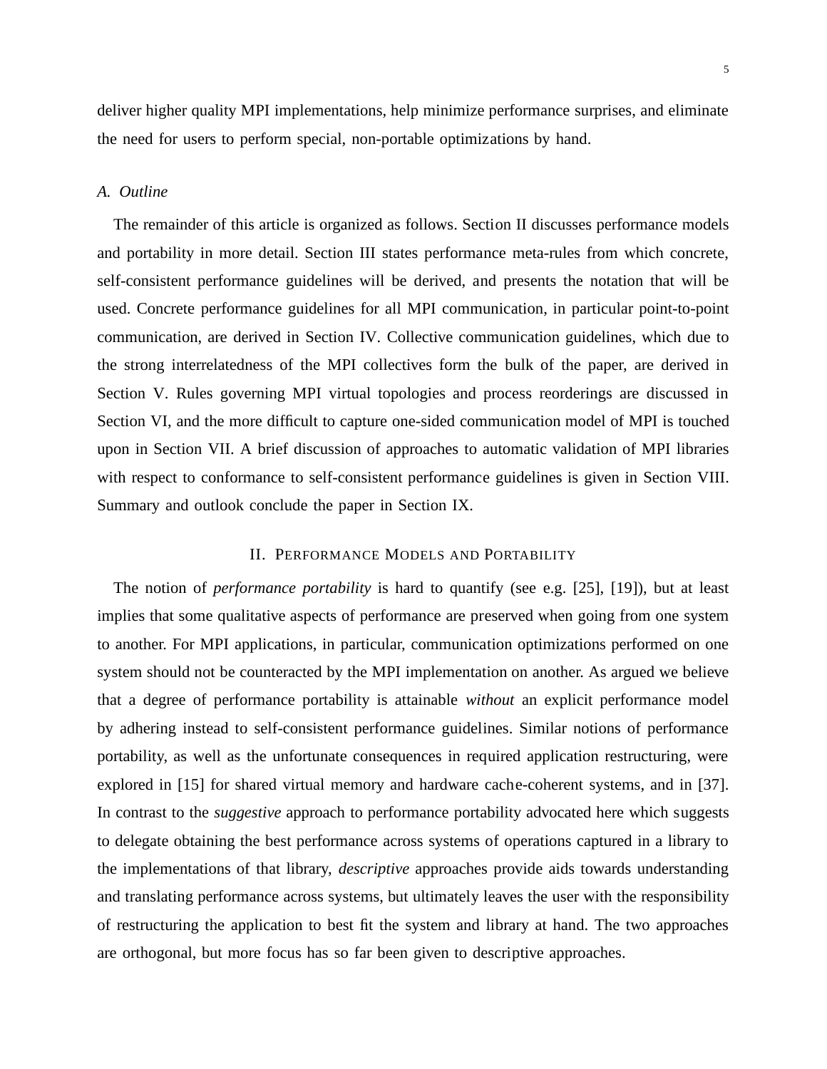deliver higher quality MPI implementations, help minimize performance surprises, and eliminate the need for users to perform special, non-portable optimizations by hand.

### A. Outline

The remainder of this article is organized as follows. Section II discusses performance models and portability in more detail. Section III states performance meta-rules from which concrete, self-consistent performance guidelines will be derived, and presents the notation that will be used. Concrete performance guidelines for all MPI communication, in particular point-to-point communication, are derived in Section IV. Collective communication guidelines, which due to the strong interrelatedness of the MPI collectives form the bulk of the paper, are derived in Section V. Rules governing MPI virtual topologies and process reorderings are discussed in Section VI, and the more difficult to capture one-sided communication model of MPI is touched upon in Section VII. A brief discussion of approaches to automatic validation of MPI libraries with respect to conformance to self-consistent performance guidelines is given in Section VIII. Summary and outlook conclude the paper in Section IX.

## II. Performance Models and Portability

The notion of *performance portability* is hard to quantify (see e.g. [25], [19]), but at least implies that some qualitative aspects of performance are preserved when going from one system to another. For MPI applications, in particular, communication optimizations performed on one system should not be counteracted by the MPI implementation on another. As argued we believe that a degree of performance portability is attainable *without* an explicit performance model by adhering instead to self-consistent performance guidelines. Similar notions of performance portability, as well as the unfortunate consequences in required application restructuring, were explored in [15] for shared virtual memory and hardware cache-coherent systems, and in [37]. In contrast to the *suggestive* approach to performance portability advocated here which suggests to delegate obtaining the best performance across systems of operations captured in a library to the implementations of that library, *descriptive* approaches provide aids towards understanding and translating performance across systems, but ultimately leaves the user with the responsibility of restructuring the application to best fit the system and library at hand. The two approaches are orthogonal, but more focus has so far been given to descriptive approaches.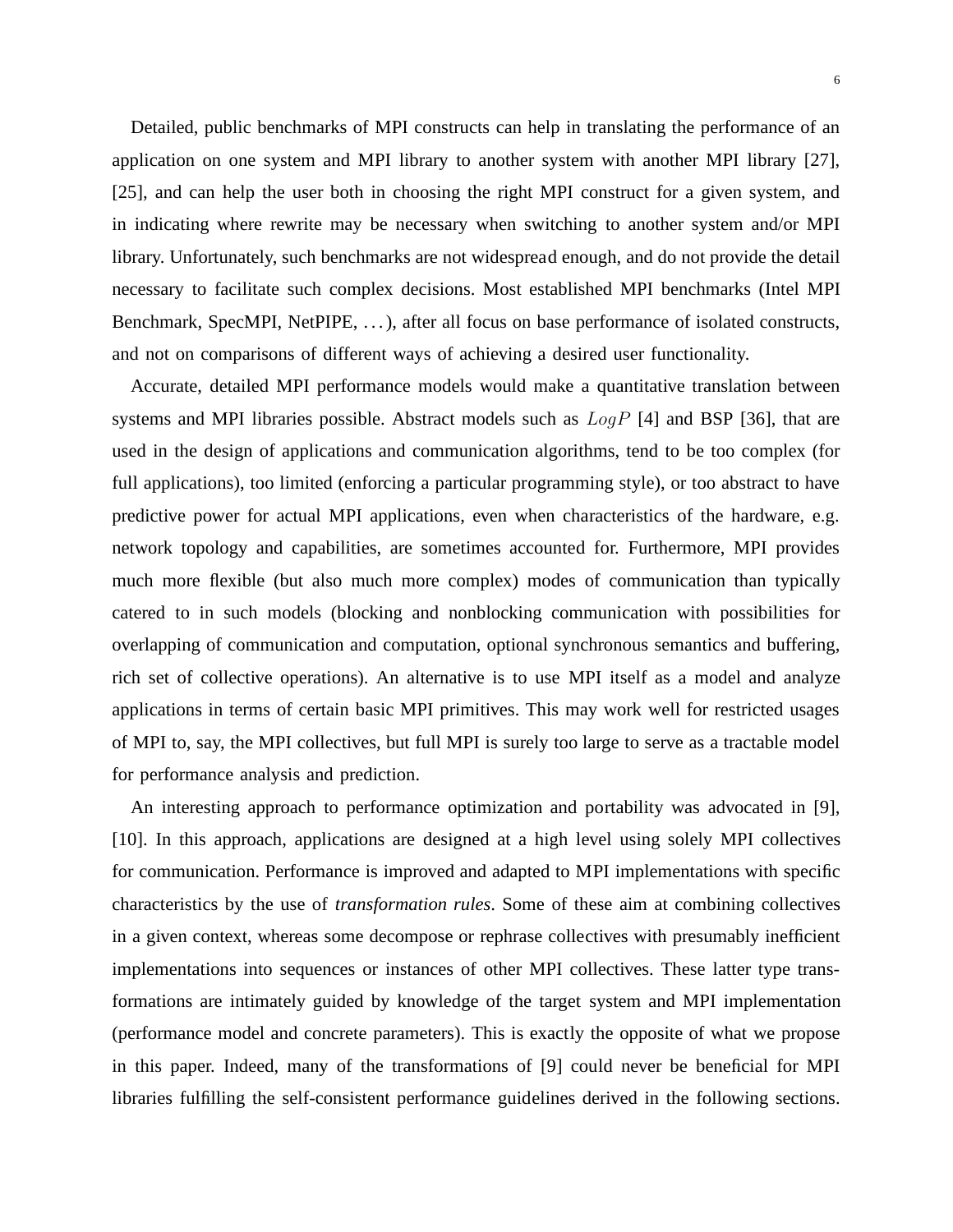Detailed, public benchmarks of MPI constructs can help in translating the performance of an application on one system and MPI library to another system with another MPI library [27], [25], and can help the user both in choosing the right MPI construct for a given system, and in indicating where rewrite may be necessary when switching to another system and/or MPI library. Unfortunately, such benchmarks are not widespread enough, and do not provide the detail necessary to facilitate such complex decisions. Most established MPI benchmarks (Intel MPI Benchmark, SpecMPI, NetPIPE, ...), after all focus on base performance of isolated constructs, and not on comparisons of different ways of achieving a desired user functionality.

Accurate, detailed MPI performance models would make a quantitative translation between systems and MPI libraries possible. Abstract models such as $LogP$ [4] and BSP [36], that are used in the design of applications and communication algorithms, tend to be too complex (for full applications), too limited (enforcing a particular programming style), or too abstract to have predictive power for actual MPI applications, even when characteristics of the hardware, e.g. network topology and capabilities, are sometimes accounted for. Furthermore, MPI provides much more flexible (but also much more complex) modes of communication than typically catered to in such models (blocking and nonblocking communication with possibilities for overlapping of communication and computation, optional synchronous semantics and buffering, rich set of collective operations). An alternative is to use MPI itself as a model and analyze applications in terms of certain basic MPI primitives. This may work well for restricted usages of MPI to, say, the MPI collectives, but full MPI is surely too large to serve as a tractable model for performance analysis and prediction.

An interesting approach to performance optimization and portability was advocated in [9], [10]. In this approach, applications are designed at a high level using solely MPI collectives for communication. Performance is improved and adapted to MPI implementations with specific characteristics by the use of *transformation rules*. Some of these aim at combining collectives in a given context, whereas some decompose or rephrase collectives with presumably inefficient implementations into sequences or instances of other MPI collectives. These latter type transformations are intimately guided by knowledge of the target system and MPI implementation (performance model and concrete parameters). This is exactly the opposite of what we propose in this paper. Indeed, many of the transformations of [9] could never be beneficial for MPI libraries fulfilling the self-consistent performance guidelines derived in the following sections.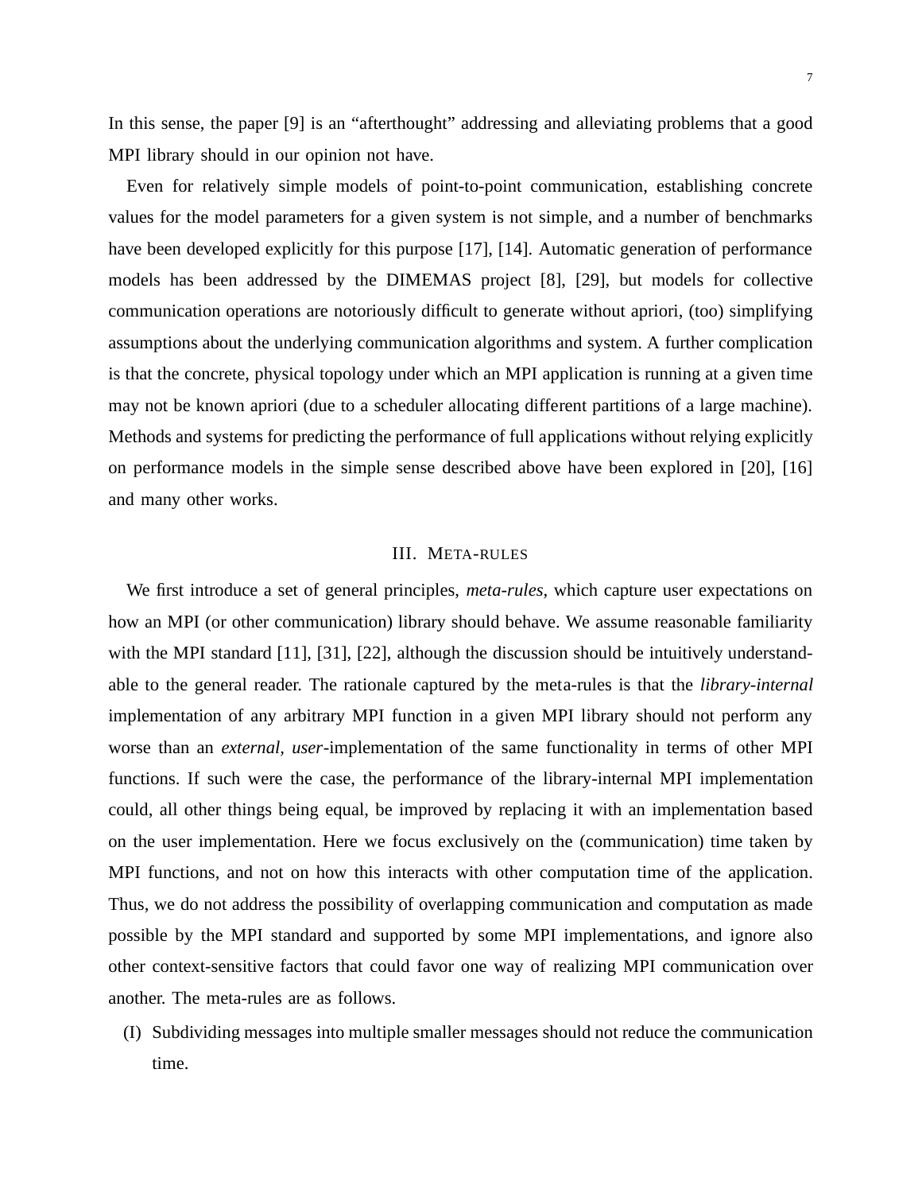In this sense, the paper [9] is an “afterthought” addressing and alleviating problems that a good MPI library should in our opinion not have.

Even for relatively simple models of point-to-point communication, establishing concrete values for the model parameters for a given system is not simple, and a number of benchmarks have been developed explicitly for this purpose [17], [14]. Automatic generation of performance models has been addressed by the DIMEMAS project [8], [29], but models for collective communication operations are notoriously difficult to generate without apriori, (too) simplifying assumptions about the underlying communication algorithms and system. A further complication is that the concrete, physical topology under which an MPI application is running at a given time may not be known apriori (due to a scheduler allocating different partitions of a large machine). Methods and systems for predicting the performance of full applications without relying explicitly on performance models in the simple sense described above have been explored in [20], [16] and many other works.

## III. Meta-rules

We first introduce a set of general principles, *meta-rules*, which capture user expectations on how an MPI (or other communication) library should behave. We assume reasonable familiarity with the MPI standard [11], [31], [22], although the discussion should be intuitively understandable to the general reader. The rationale captured by the meta-rules is that the *library-internal* implementation of any arbitrary MPI function in a given MPI library should not perform any worse than an *external, user*-implementation of the same functionality in terms of other MPI functions. If such were the case, the performance of the library-internal MPI implementation could, all other things being equal, be improved by replacing it with an implementation based on the user implementation. Here we focus exclusively on the (communication) time taken by MPI functions, and not on how this interacts with other computation time of the application. Thus, we do not address the possibility of overlapping communication and computation as made possible by the MPI standard and supported by some MPI implementations, and ignore also other context-sensitive factors that could favor one way of realizing MPI communication over another. The meta-rules are as follows.

(I) Subdividing messages into multiple smaller messages should not reduce the communication time.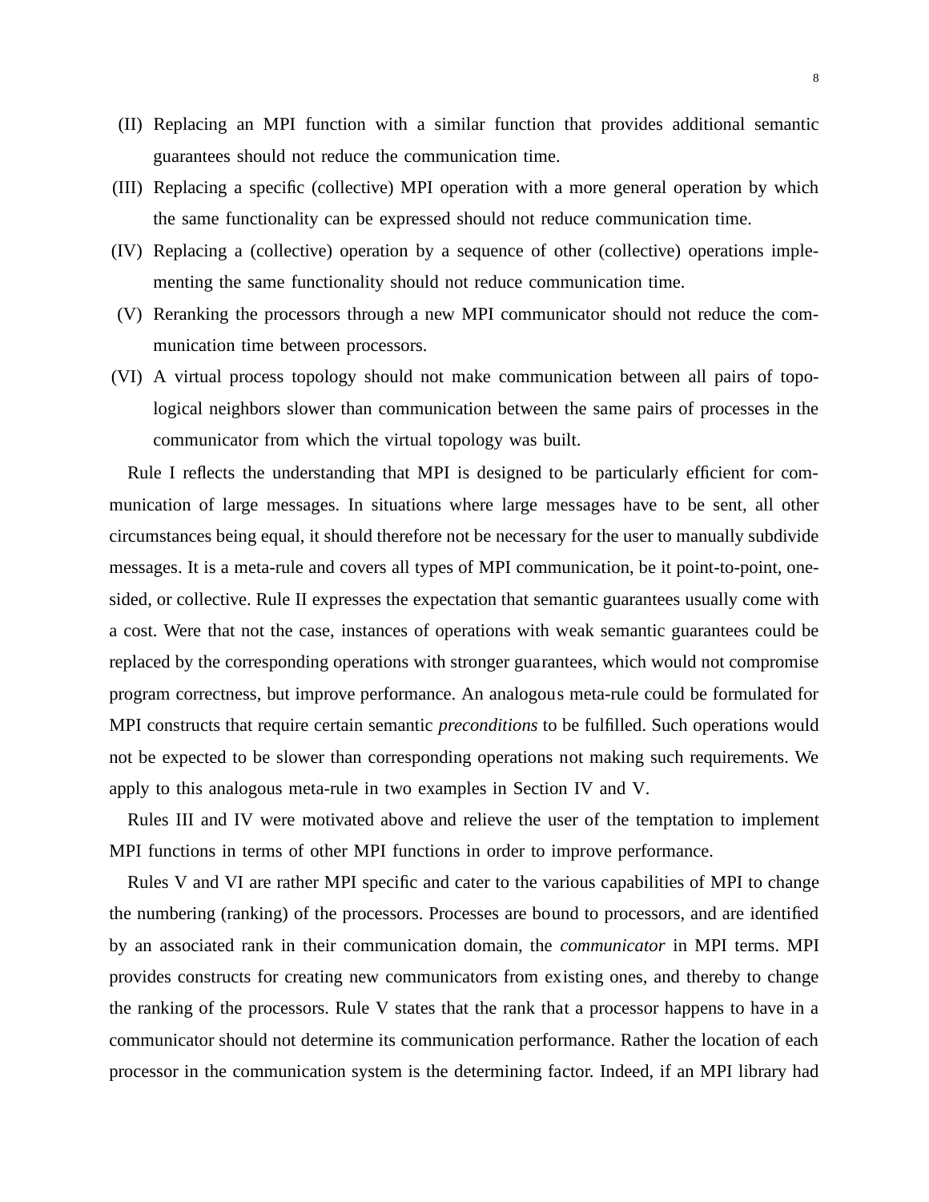(II) Replacing an MPI function with a similar function that provides additional semantic guarantees should not reduce the communication time.

(III) Replacing a specific (collective) MPI operation with a more general operation by which the same functionality can be expressed should not reduce communication time.

(IV) Replacing a (collective) operation by a sequence of other (collective) operations implementing the same functionality should not reduce communication time.

(V) Reranking the processors through a new MPI communicator should not reduce the communication time between processors.

(VI) A virtual process topology should not make communication between all pairs of topological neighbors slower than communication between the same pairs of processes in the communicator from which the virtual topology was built.

Rule I reflects the understanding that MPI is designed to be particularly efficient for communication of large messages. In situations where large messages have to be sent, all other circumstances being equal, it should therefore not be necessary for the user to manually subdivide messages. It is a meta-rule and covers all types of MPI communication, be it point-to-point, one-sided, or collective. Rule II expresses the expectation that semantic guarantees usually come with a cost. Were that not the case, instances of operations with weak semantic guarantees could be replaced by the corresponding operations with stronger guarantees, which would not compromise program correctness, but improve performance. An analogous meta-rule could be formulated for MPI constructs that require certain semantic *preconditions* to be fulfilled. Such operations would not be expected to be slower than corresponding operations not making such requirements. We apply to this analogous meta-rule in two examples in Section IV and V.

Rules III and IV were motivated above and relieve the user of the temptation to implement MPI functions in terms of other MPI functions in order to improve performance.

Rules V and VI are rather MPI specific and cater to the various capabilities of MPI to change the numbering (ranking) of the processors. Processes are bound to processors, and are identified by an associated rank in their communication domain, the *communicator* in MPI terms. MPI provides constructs for creating new communicators from existing ones, and thereby to change the ranking of the processors. Rule V states that the rank that a processor happens to have in a communicator should not determine its communication performance. Rather the location of each processor in the communication system is the determining factor. Indeed, if an MPI library had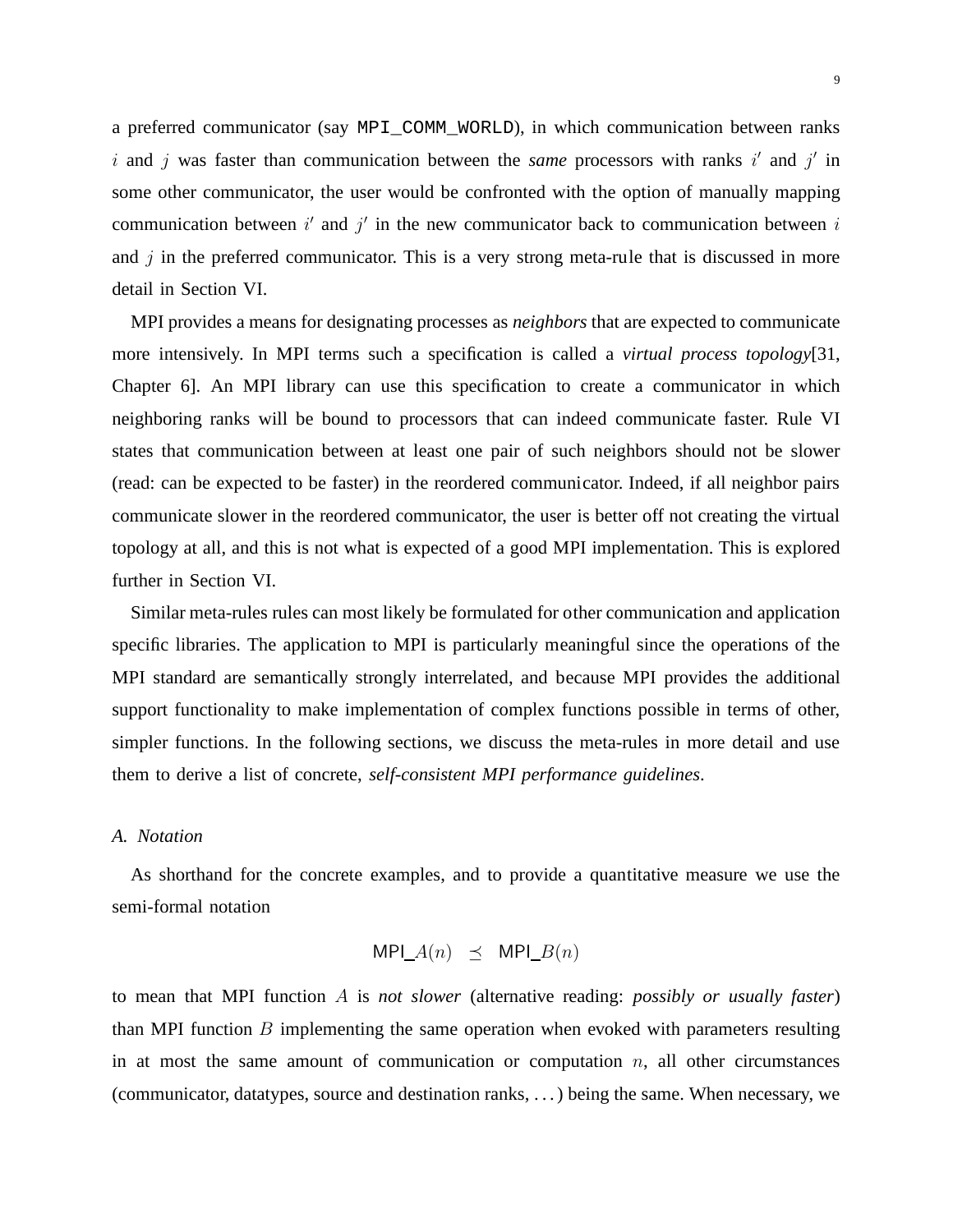a preferred communicator (say `MPI_COMM_WORLD`), in which communication between ranks $i$ and $j$ was faster than communication between the *same* processors with ranks $i'$ and $j'$ in some other communicator, the user would be confronted with the option of manually mapping communication between $i'$ and $j'$ in the new communicator back to communication between $i$ and $j$ in the preferred communicator. This is a very strong meta-rule that is discussed in more detail in Section VI.

MPI provides a means for designating processes as *neighbors* that are expected to communicate more intensively. In MPI terms such a specification is called a *virtual process topology*[31, Chapter 6]. An MPI library can use this specification to create a communicator in which neighboring ranks will be bound to processors that can indeed communicate faster. Rule VI states that communication between at least one pair of such neighbors should not be slower (read: can be expected to be faster) in the reordered communicator. Indeed, if all neighbor pairs communicate slower in the reordered communicator, the user is better off not creating the virtual topology at all, and this is not what is expected of a good MPI implementation. This is explored further in Section VI.

Similar meta-rules rules can most likely be formulated for other communication and application specific libraries. The application to MPI is particularly meaningful since the operations of the MPI standard are semantically strongly interrelated, and because MPI provides the additional support functionality to make implementation of complex functions possible in terms of other, simpler functions. In the following sections, we discuss the meta-rules in more detail and use them to derive a list of concrete, *self-consistent MPI performance guidelines*.

### A. Notation

As shorthand for the concrete examples, and to provide a quantitative measure we use the semi-formal notation

$$\text{MPI\_}A(n) \quad \preceq \quad \text{MPI\_}B(n)$$

to mean that MPI function $A$ is *not slower* (alternative reading: *possibly or usually faster*) than MPI function $B$ implementing the same operation when evoked with parameters resulting in at most the same amount of communication or computation $n$, all other circumstances (communicator, datatypes, source and destination ranks, ...) being the same. When necessary, we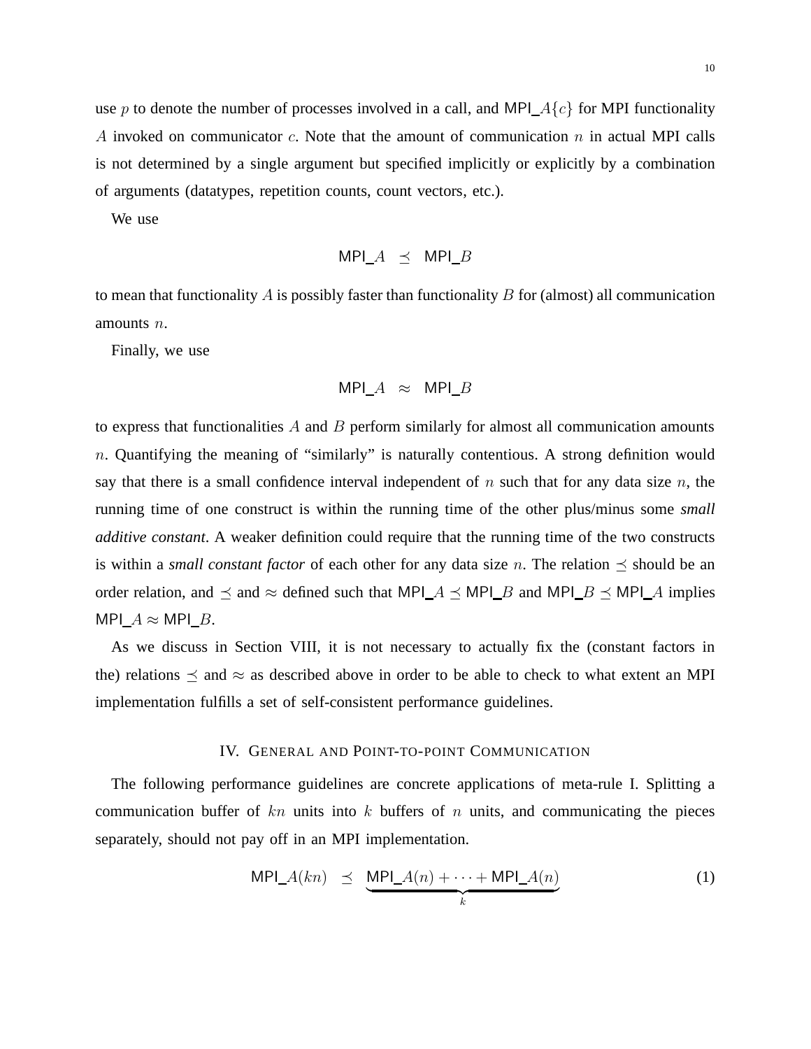use $p$ to denote the number of processes involved in a call, and $\mathsf{MPI\_}A\{c\}$ for MPI functionality $A$ invoked on communicator $c$. Note that the amount of communication $n$ in actual MPI calls is not determined by a single argument but specified implicitly or explicitly by a combination of arguments (datatypes, repetition counts, count vectors, etc.).

We use

$$\mathsf{MPI\_}A \preceq \mathsf{MPI\_}B$$

to mean that functionality $A$ is possibly faster than functionality $B$ for (almost) all communication amounts $n$.

Finally, we use

$$\mathsf{MPI\_}A \approx \mathsf{MPI\_}B$$

to express that functionalities $A$ and $B$ perform similarly for almost all communication amounts $n$. Quantifying the meaning of "similarly" is naturally contentious. A strong definition would say that there is a small confidence interval independent of $n$ such that for any data size $n$, the running time of one construct is within the running time of the other plus/minus some *small additive constant*. A weaker definition could require that the running time of the two constructs is within a *small constant factor* of each other for any data size $n$. The relation $\preceq$ should be an order relation, and $\preceq$ and $\approx$ defined such that $\mathsf{MPI\_}A \preceq \mathsf{MPI\_}B$ and $\mathsf{MPI\_}B \preceq \mathsf{MPI\_}A$ implies $\mathsf{MPI\_}A \approx \mathsf{MPI\_}B$.

As we discuss in Section VIII, it is not necessary to actually fix the (constant factors in the) relations $\preceq$ and $\approx$ as described above in order to be able to check to what extent an MPI implementation fulfills a set of self-consistent performance guidelines.

## IV. General and Point-to-point Communication

The following performance guidelines are concrete applications of meta-rule I. Splitting a communication buffer of $kn$ units into $k$ buffers of $n$ units, and communicating the pieces separately, should not pay off in an MPI implementation.

$$\mathsf{MPI\_}A(kn) \preceq \underbrace{\mathsf{MPI\_}A(n) + \cdots + \mathsf{MPI\_}A(n)}_{k} \tag{1}$$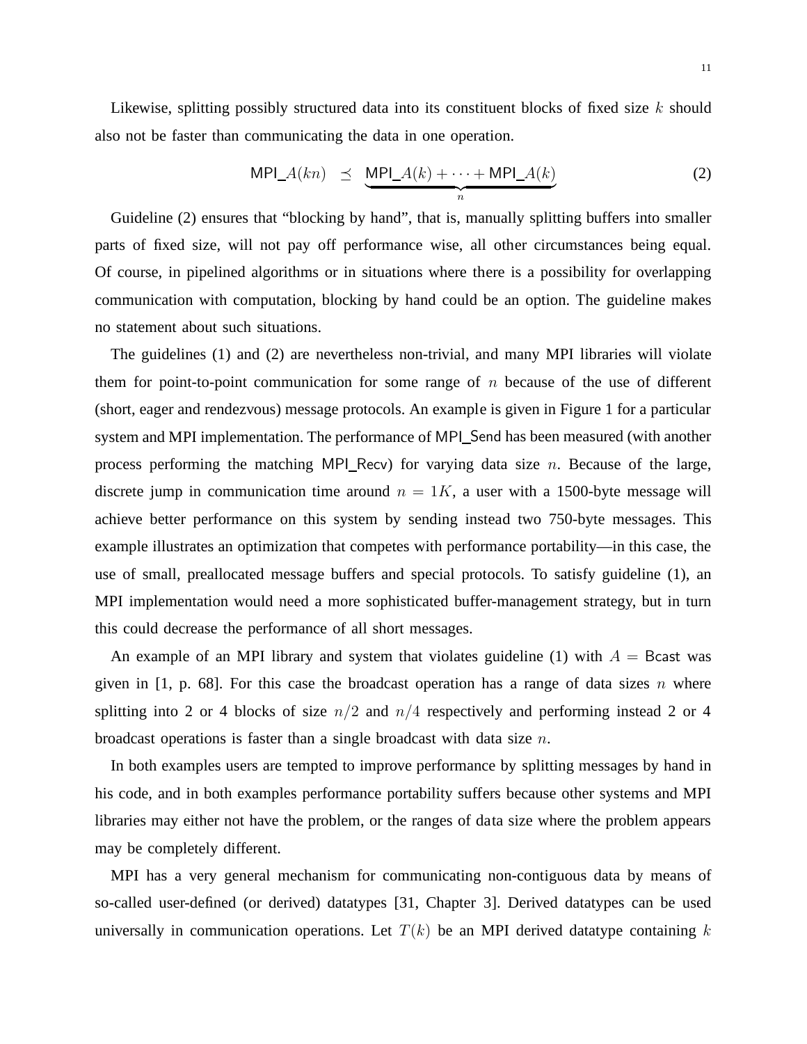Likewise, splitting possibly structured data into its constituent blocks of fixed size $k$ should also not be faster than communicating the data in one operation.

$$\mathsf{MPI\_}A(kn) \;\preceq\; \underbrace{\mathsf{MPI\_}A(k) + \cdots + \mathsf{MPI\_}A(k)}_{n} \tag{2}$$

Guideline (2) ensures that "blocking by hand", that is, manually splitting buffers into smaller parts of fixed size, will not pay off performance wise, all other circumstances being equal. Of course, in pipelined algorithms or in situations where there is a possibility for overlapping communication with computation, blocking by hand could be an option. The guideline makes no statement about such situations.

The guidelines (1) and (2) are nevertheless non-trivial, and many MPI libraries will violate them for point-to-point communication for some range of $n$ because of the use of different (short, eager and rendezvous) message protocols. An example is given in Figure 1 for a particular system and MPI implementation. The performance of MPI_Send has been measured (with another process performing the matching MPI_Recv) for varying data size $n$. Because of the large, discrete jump in communication time around $n = 1K$, a user with a 1500-byte message will achieve better performance on this system by sending instead two 750-byte messages. This example illustrates an optimization that competes with performance portability—in this case, the use of small, preallocated message buffers and special protocols. To satisfy guideline (1), an MPI implementation would need a more sophisticated buffer-management strategy, but in turn this could decrease the performance of all short messages.

An example of an MPI library and system that violates guideline (1) with $A =$ Bcast was given in [1, p. 68]. For this case the broadcast operation has a range of data sizes $n$ where splitting into 2 or 4 blocks of size $n/2$ and $n/4$ respectively and performing instead 2 or 4 broadcast operations is faster than a single broadcast with data size $n$.

In both examples users are tempted to improve performance by splitting messages by hand in his code, and in both examples performance portability suffers because other systems and MPI libraries may either not have the problem, or the ranges of data size where the problem appears may be completely different.

MPI has a very general mechanism for communicating non-contiguous data by means of so-called user-defined (or derived) datatypes [31, Chapter 3]. Derived datatypes can be used universally in communication operations. Let $T(k)$ be an MPI derived datatype containing $k$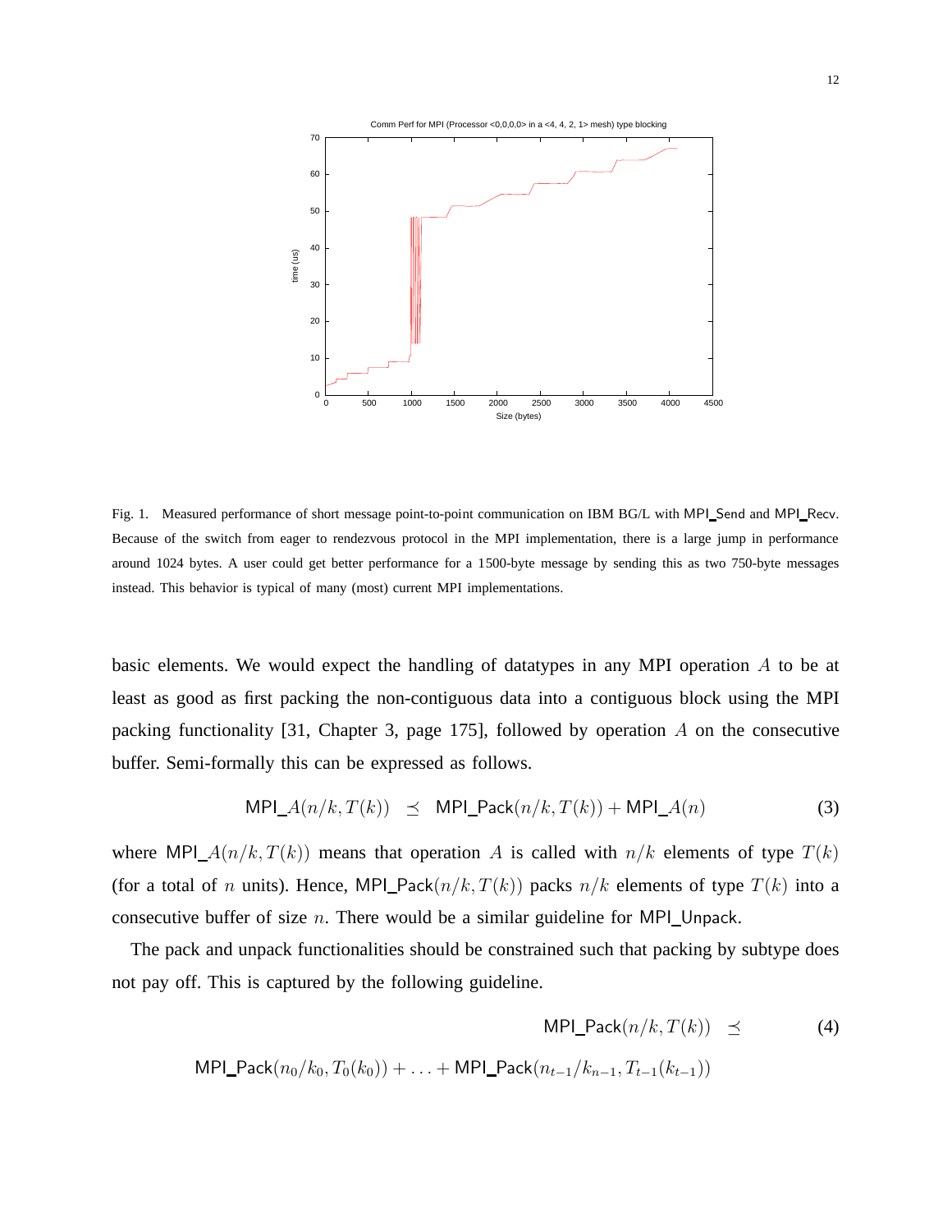Fig. 1. Measured performance of short message point-to-point communication on IBM BG/L with MPI_Send and MPI_Recv. Because of the switch from eager to rendezvous protocol in the MPI implementation, there is a large jump in performance around 1024 bytes. A user could get better performance for a 1500-byte message by sending this as two 750-byte messages instead. This behavior is typical of many (most) current MPI implementations.

basic elements. We would expect the handling of datatypes in any MPI operation $A$ to be at least as good as first packing the non-contiguous data into a contiguous block using the MPI packing functionality [31, Chapter 3, page 175], followed by operation $A$ on the consecutive buffer. Semi-formally this can be expressed as follows.

$$\text{MPI\_}A(n/k, T(k)) \preceq \text{MPI\_Pack}(n/k, T(k)) + \text{MPI\_}A(n) \tag{3}$$

where $\text{MPI\_}A(n/k, T(k))$ means that operation $A$ is called with $n/k$ elements of type $T(k)$ (for a total of $n$ units). Hence, $\text{MPI\_Pack}(n/k, T(k))$ packs $n/k$ elements of type $T(k)$ into a consecutive buffer of size $n$. There would be a similar guideline for MPI_Unpack.

The pack and unpack functionalities should be constrained such that packing by subtype does not pay off. This is captured by the following guideline.

$$\text{MPI\_Pack}(n/k, T(k)) \preceq \tag{4}$$

$$\text{MPI\_Pack}(n_0/k_0, T_0(k_0)) + \ldots + \text{MPI\_Pack}(n_{t-1}/k_{n-1}, T_{t-1}(k_{t-1}))$$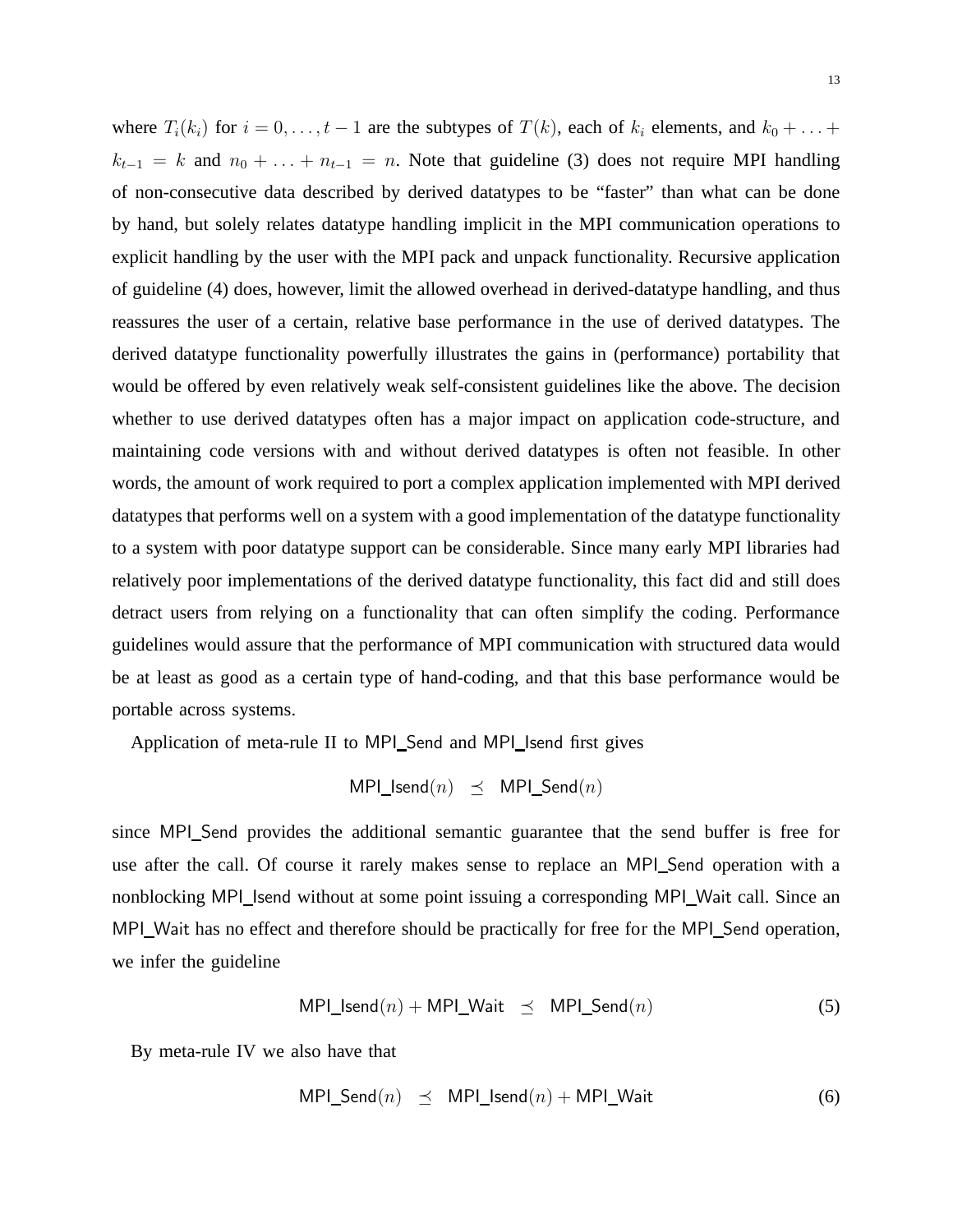where $T_i(k_i)$ for $i = 0, \ldots, t-1$ are the subtypes of $T(k)$, each of $k_i$ elements, and $k_0 + \ldots + k_{t-1} = k$ and $n_0 + \ldots + n_{t-1} = n$. Note that guideline (3) does not require MPI handling of non-consecutive data described by derived datatypes to be "faster" than what can be done by hand, but solely relates datatype handling implicit in the MPI communication operations to explicit handling by the user with the MPI pack and unpack functionality. Recursive application of guideline (4) does, however, limit the allowed overhead in derived-datatype handling, and thus reassures the user of a certain, relative base performance in the use of derived datatypes. The derived datatype functionality powerfully illustrates the gains in (performance) portability that would be offered by even relatively weak self-consistent guidelines like the above. The decision whether to use derived datatypes often has a major impact on application code-structure, and maintaining code versions with and without derived datatypes is often not feasible. In other words, the amount of work required to port a complex application implemented with MPI derived datatypes that performs well on a system with a good implementation of the datatype functionality to a system with poor datatype support can be considerable. Since many early MPI libraries had relatively poor implementations of the derived datatype functionality, this fact did and still does detract users from relying on a functionality that can often simplify the coding. Performance guidelines would assure that the performance of MPI communication with structured data would be at least as good as a certain type of hand-coding, and that this base performance would be portable across systems.

Application of meta-rule II to MPI_Send and MPI_Isend first gives

$$\mathsf{MPI\_Isend}(n) \preceq \mathsf{MPI\_Send}(n)$$

since MPI_Send provides the additional semantic guarantee that the send buffer is free for use after the call. Of course it rarely makes sense to replace an MPI_Send operation with a nonblocking MPI_Isend without at some point issuing a corresponding MPI_Wait call. Since an MPI_Wait has no effect and therefore should be practically for free for the MPI_Send operation, we infer the guideline

$$\mathsf{MPI\_Isend}(n) + \mathsf{MPI\_Wait} \preceq \mathsf{MPI\_Send}(n) \tag{5}$$

By meta-rule IV we also have that

$$\mathsf{MPI\_Send}(n) \preceq \mathsf{MPI\_Isend}(n) + \mathsf{MPI\_Wait} \tag{6}$$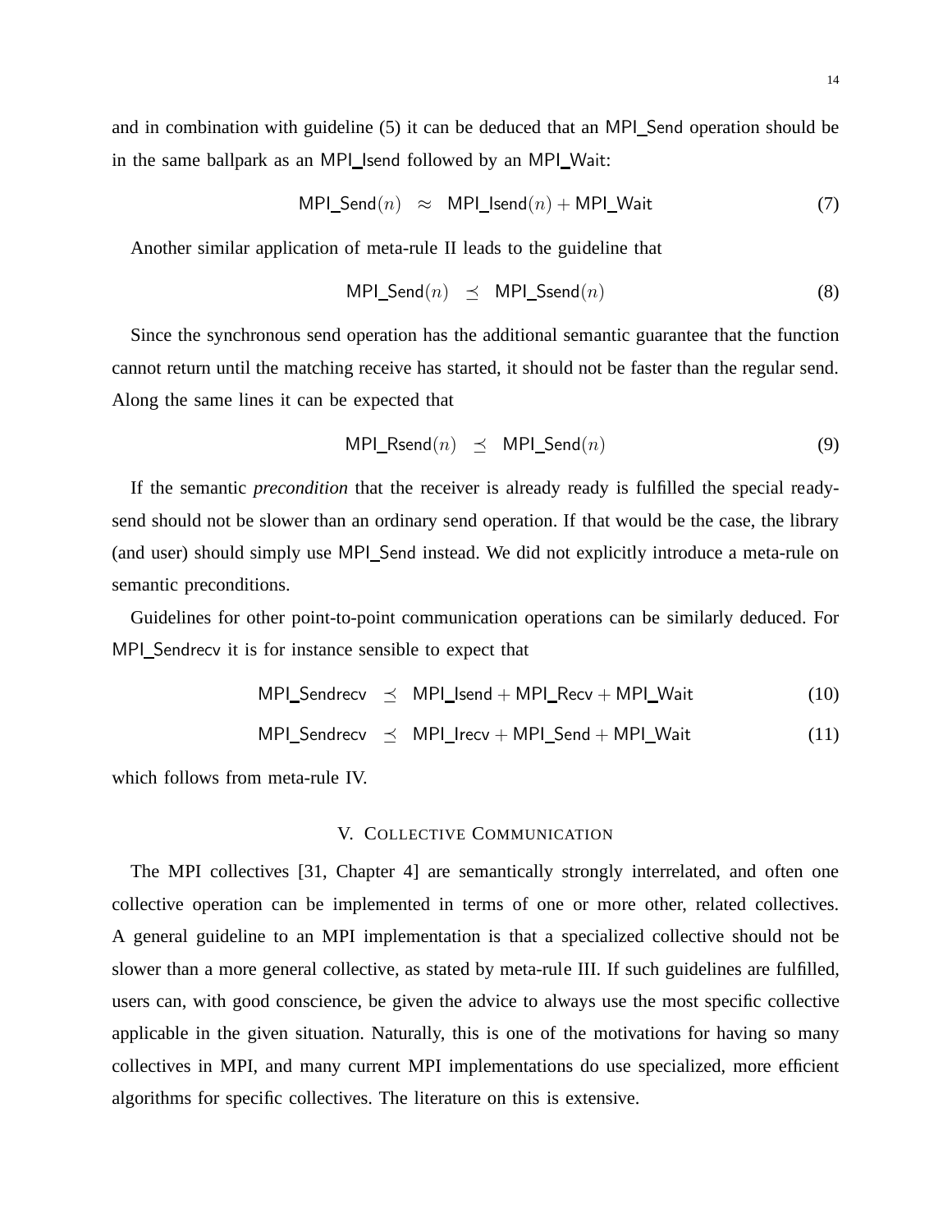and in combination with guideline (5) it can be deduced that an MPI_Send operation should be in the same ballpark as an MPI_Isend followed by an MPI_Wait:

$$\text{MPI\_Send}(n) \;\approx\; \text{MPI\_Isend}(n) + \text{MPI\_Wait} \tag{7}$$

Another similar application of meta-rule II leads to the guideline that

$$\text{MPI\_Send}(n) \;\preceq\; \text{MPI\_Ssend}(n) \tag{8}$$

Since the synchronous send operation has the additional semantic guarantee that the function cannot return until the matching receive has started, it should not be faster than the regular send. Along the same lines it can be expected that

$$\text{MPI\_Rsend}(n) \;\preceq\; \text{MPI\_Send}(n) \tag{9}$$

If the semantic *precondition* that the receiver is already ready is fulfilled the special ready-send should not be slower than an ordinary send operation. If that would be the case, the library (and user) should simply use MPI_Send instead. We did not explicitly introduce a meta-rule on semantic preconditions.

Guidelines for other point-to-point communication operations can be similarly deduced. For MPI_Sendrecv it is for instance sensible to expect that

$$\text{MPI\_Sendrecv} \;\preceq\; \text{MPI\_Isend} + \text{MPI\_Recv} + \text{MPI\_Wait} \tag{10}$$

$$\text{MPI\_Sendrecv} \;\preceq\; \text{MPI\_Irecv} + \text{MPI\_Send} + \text{MPI\_Wait} \tag{11}$$

which follows from meta-rule IV.

## V. Collective Communication

The MPI collectives [31, Chapter 4] are semantically strongly interrelated, and often one collective operation can be implemented in terms of one or more other, related collectives. A general guideline to an MPI implementation is that a specialized collective should not be slower than a more general collective, as stated by meta-rule III. If such guidelines are fulfilled, users can, with good conscience, be given the advice to always use the most specific collective applicable in the given situation. Naturally, this is one of the motivations for having so many collectives in MPI, and many current MPI implementations do use specialized, more efficient algorithms for specific collectives. The literature on this is extensive.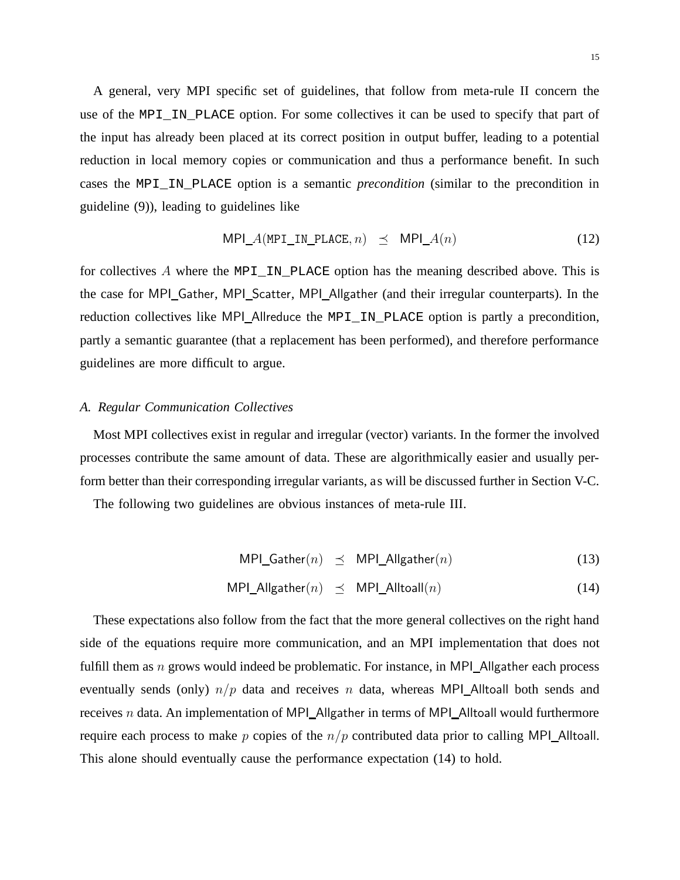A general, very MPI specific set of guidelines, that follow from meta-rule II concern the use of the MPI_IN_PLACE option. For some collectives it can be used to specify that part of the input has already been placed at its correct position in output buffer, leading to a potential reduction in local memory copies or communication and thus a performance benefit. In such cases the MPI_IN_PLACE option is a semantic *precondition* (similar to the precondition in guideline (9)), leading to guidelines like

$$\mathsf{MPI\_}A(\texttt{MPI\_IN\_PLACE}, n) \preceq \mathsf{MPI\_}A(n) \tag{12}$$

for collectives $A$ where the MPI_IN_PLACE option has the meaning described above. This is the case for MPI_Gather, MPI_Scatter, MPI_Allgather (and their irregular counterparts). In the reduction collectives like MPI_Allreduce the MPI_IN_PLACE option is partly a precondition, partly a semantic guarantee (that a replacement has been performed), and therefore performance guidelines are more difficult to argue.

### *A. Regular Communication Collectives*

Most MPI collectives exist in regular and irregular (vector) variants. In the former the involved processes contribute the same amount of data. These are algorithmically easier and usually perform better than their corresponding irregular variants, as will be discussed further in Section V-C.

The following two guidelines are obvious instances of meta-rule III.

$$\mathsf{MPI\_Gather}(n) \preceq \mathsf{MPI\_Allgather}(n) \tag{13}$$

$$\mathsf{MPI\_Allgather}(n) \preceq \mathsf{MPI\_Alltoall}(n) \tag{14}$$

These expectations also follow from the fact that the more general collectives on the right hand side of the equations require more communication, and an MPI implementation that does not fulfill them as $n$ grows would indeed be problematic. For instance, in MPI_Allgather each process eventually sends (only) $n/p$ data and receives $n$ data, whereas MPI_Alltoall both sends and receives $n$ data. An implementation of MPI_Allgather in terms of MPI_Alltoall would furthermore require each process to make $p$ copies of the $n/p$ contributed data prior to calling MPI_Alltoall. This alone should eventually cause the performance expectation (14) to hold.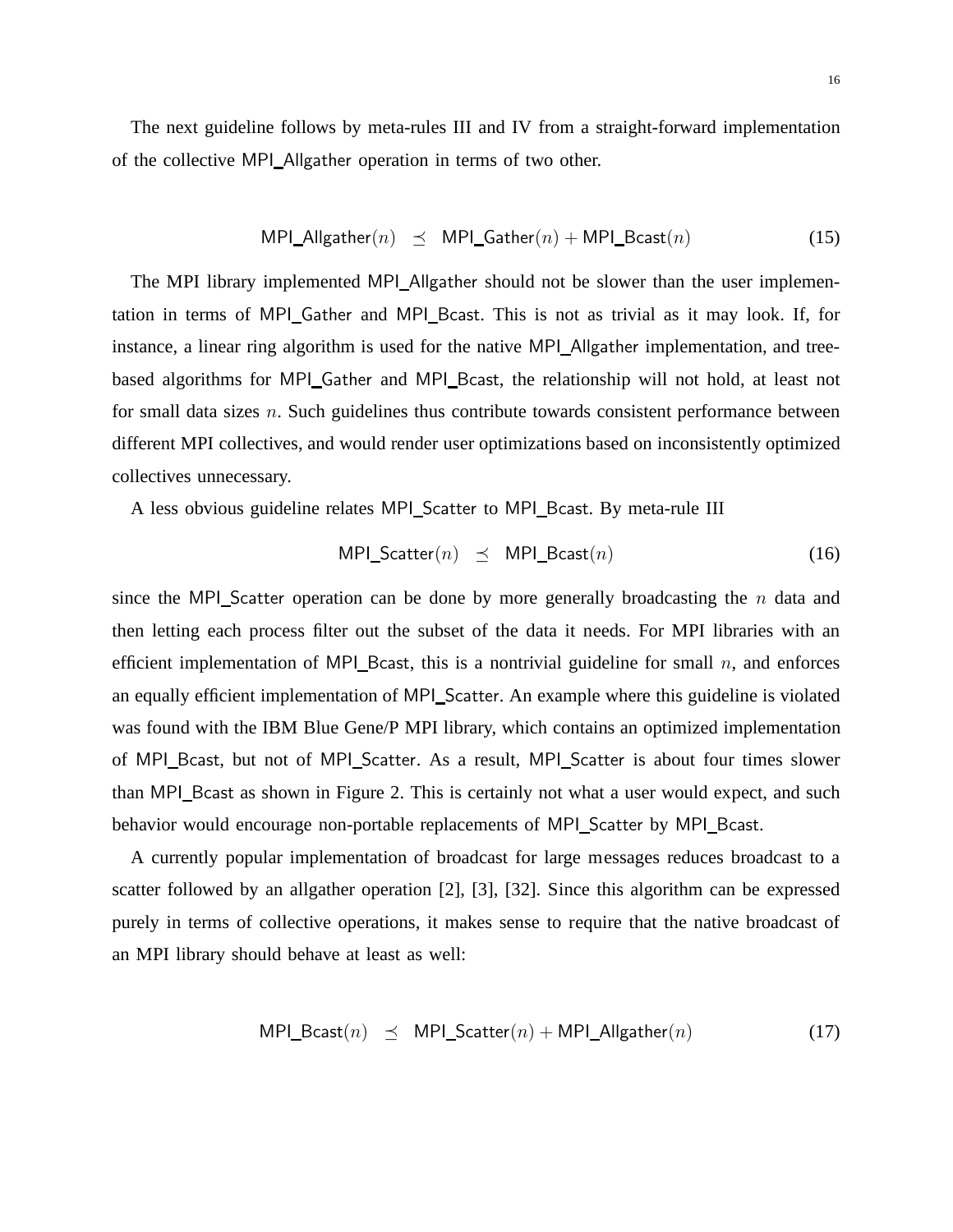The next guideline follows by meta-rules III and IV from a straight-forward implementation of the collective MPI_Allgather operation in terms of two other.

$$\mathsf{MPI\_Allgather}(n) \quad \preceq \quad \mathsf{MPI\_Gather}(n) + \mathsf{MPI\_Bcast}(n) \tag{15}$$

The MPI library implemented MPI_Allgather should not be slower than the user implementation in terms of MPI_Gather and MPI_Bcast. This is not as trivial as it may look. If, for instance, a linear ring algorithm is used for the native MPI_Allgather implementation, and tree-based algorithms for MPI_Gather and MPI_Bcast, the relationship will not hold, at least not for small data sizes $n$. Such guidelines thus contribute towards consistent performance between different MPI collectives, and would render user optimizations based on inconsistently optimized collectives unnecessary.

A less obvious guideline relates MPI_Scatter to MPI_Bcast. By meta-rule III

$$\mathsf{MPI\_Scatter}(n) \quad \preceq \quad \mathsf{MPI\_Bcast}(n) \tag{16}$$

since the MPI_Scatter operation can be done by more generally broadcasting the $n$ data and then letting each process filter out the subset of the data it needs. For MPI libraries with an efficient implementation of MPI_Bcast, this is a nontrivial guideline for small $n$, and enforces an equally efficient implementation of MPI_Scatter. An example where this guideline is violated was found with the IBM Blue Gene/P MPI library, which contains an optimized implementation of MPI_Bcast, but not of MPI_Scatter. As a result, MPI_Scatter is about four times slower than MPI_Bcast as shown in Figure 2. This is certainly not what a user would expect, and such behavior would encourage non-portable replacements of MPI_Scatter by MPI_Bcast.

A currently popular implementation of broadcast for large messages reduces broadcast to a scatter followed by an allgather operation [2], [3], [32]. Since this algorithm can be expressed purely in terms of collective operations, it makes sense to require that the native broadcast of an MPI library should behave at least as well:

$$\mathsf{MPI\_Bcast}(n) \quad \preceq \quad \mathsf{MPI\_Scatter}(n) + \mathsf{MPI\_Allgather}(n) \tag{17}$$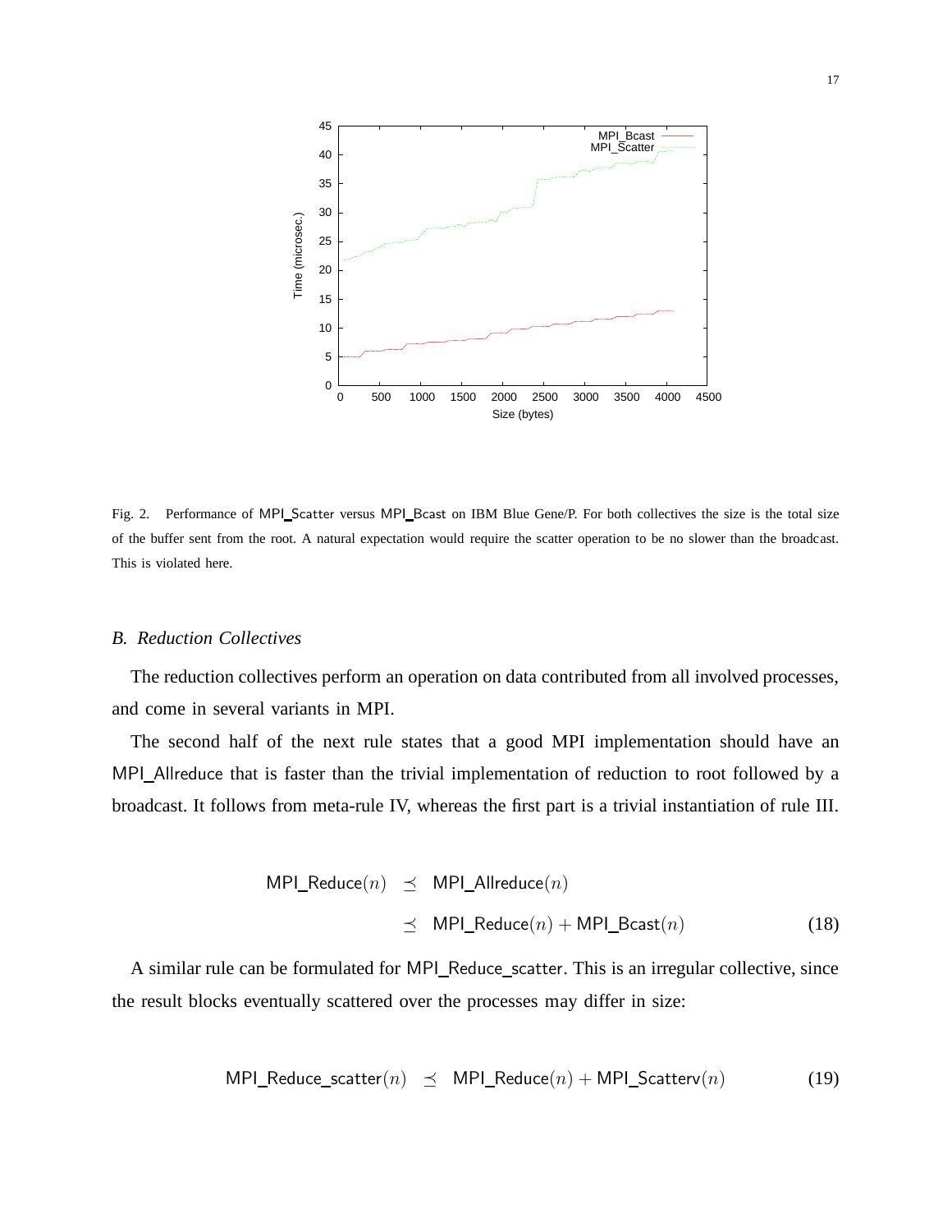Fig. 2. Performance of MPI_Scatter versus MPI_Bcast on IBM Blue Gene/P. For both collectives the size is the total size of the buffer sent from the root. A natural expectation would require the scatter operation to be no slower than the broadcast. This is violated here.

### B. Reduction Collectives

The reduction collectives perform an operation on data contributed from all involved processes, and come in several variants in MPI.

The second half of the next rule states that a good MPI implementation should have an MPI_Allreduce that is faster than the trivial implementation of reduction to root followed by a broadcast. It follows from meta-rule IV, whereas the first part is a trivial instantiation of rule III.

$$\begin{aligned} \mathsf{MPI\_Reduce}(n) &\preceq \mathsf{MPI\_Allreduce}(n) \\ &\preceq \mathsf{MPI\_Reduce}(n) + \mathsf{MPI\_Bcast}(n) \end{aligned} \tag{18}$$

A similar rule can be formulated for MPI_Reduce_scatter. This is an irregular collective, since the result blocks eventually scattered over the processes may differ in size:

$$\mathsf{MPI\_Reduce\_scatter}(n) \preceq \mathsf{MPI\_Reduce}(n) + \mathsf{MPI\_Scatterv}(n) \tag{19}$$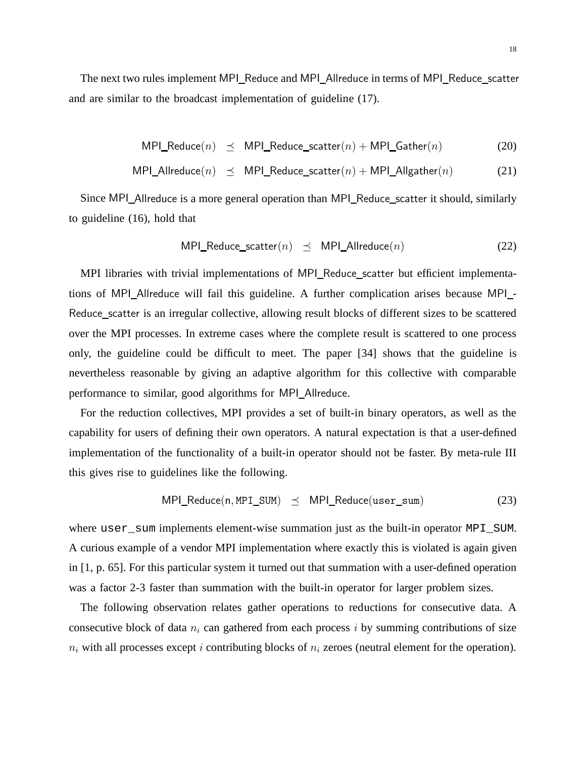The next two rules implement MPI_Reduce and MPI_Allreduce in terms of MPI_Reduce_scatter and are similar to the broadcast implementation of guideline (17).

$$\mathsf{MPI\_Reduce}(n) \preceq \mathsf{MPI\_Reduce\_scatter}(n) + \mathsf{MPI\_Gather}(n) \tag{20}$$

$$\mathsf{MPI\_Allreduce}(n) \preceq \mathsf{MPI\_Reduce\_scatter}(n) + \mathsf{MPI\_Allgather}(n) \tag{21}$$

Since MPI_Allreduce is a more general operation than MPI_Reduce_scatter it should, similarly to guideline (16), hold that

$$\mathsf{MPI\_Reduce\_scatter}(n) \preceq \mathsf{MPI\_Allreduce}(n) \tag{22}$$

MPI libraries with trivial implementations of MPI_Reduce_scatter but efficient implementations of MPI_Allreduce will fail this guideline. A further complication arises because MPI_-Reduce_scatter is an irregular collective, allowing result blocks of different sizes to be scattered over the MPI processes. In extreme cases where the complete result is scattered to one process only, the guideline could be difficult to meet. The paper [34] shows that the guideline is nevertheless reasonable by giving an adaptive algorithm for this collective with comparable performance to similar, good algorithms for MPI_Allreduce.

For the reduction collectives, MPI provides a set of built-in binary operators, as well as the capability for users of defining their own operators. A natural expectation is that a user-defined implementation of the functionality of a built-in operator should not be faster. By meta-rule III this gives rise to guidelines like the following.

$$\mathsf{MPI\_Reduce}(\mathsf{n}, \mathtt{MPI\_SUM}) \preceq \mathsf{MPI\_Reduce}(\mathtt{user\_sum}) \tag{23}$$

where `user_sum` implements element-wise summation just as the built-in operator `MPI_SUM`. A curious example of a vendor MPI implementation where exactly this is violated is again given in [1, p. 65]. For this particular system it turned out that summation with a user-defined operation was a factor 2-3 faster than summation with the built-in operator for larger problem sizes.

The following observation relates gather operations to reductions for consecutive data. A consecutive block of data $n_i$ can gathered from each process $i$ by summing contributions of size $n_i$ with all processes except $i$ contributing blocks of $n_i$ zeroes (neutral element for the operation).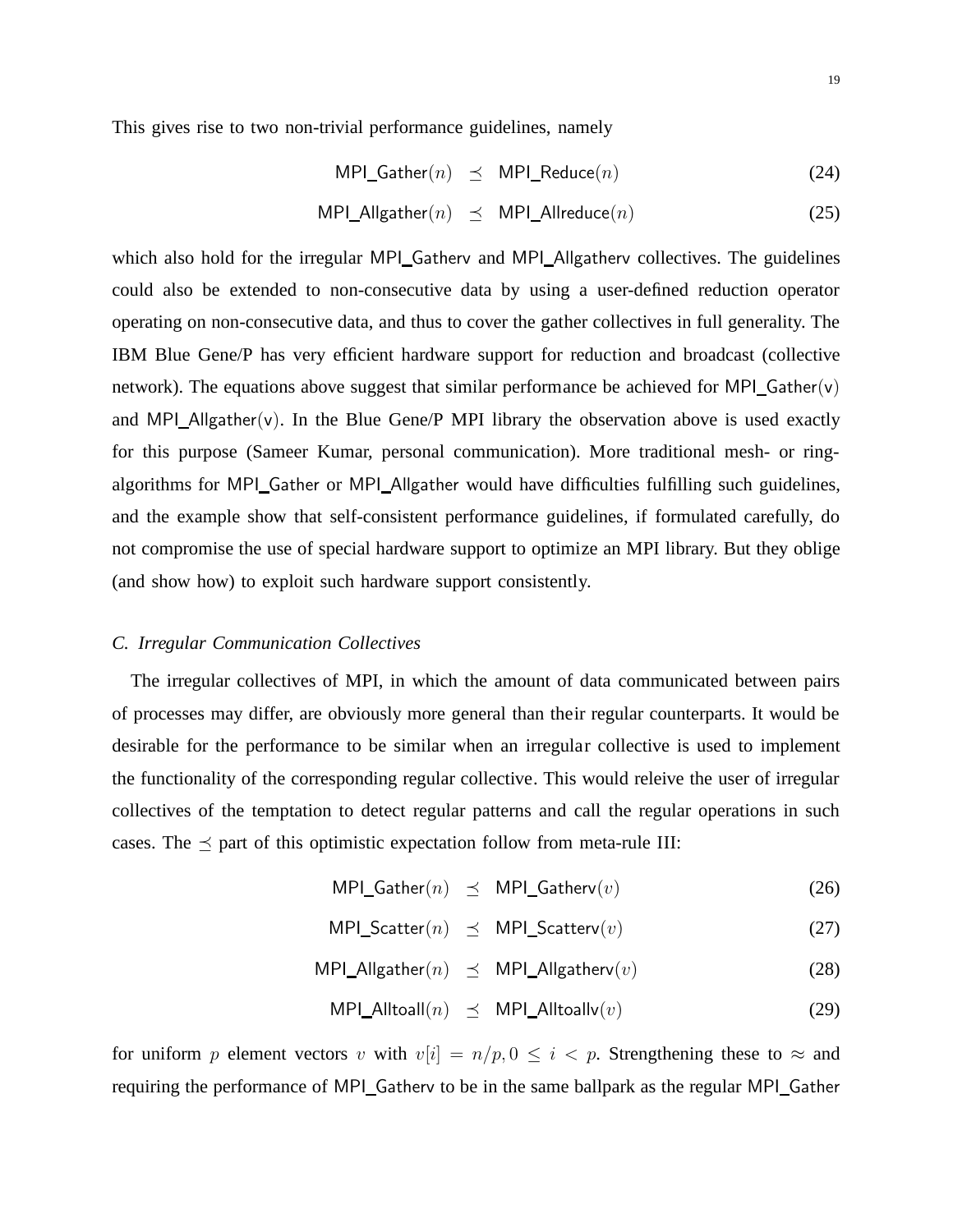This gives rise to two non-trivial performance guidelines, namely

$$\mathsf{MPI\_Gather}(n) \preceq \mathsf{MPI\_Reduce}(n) \tag{24}$$

$$\mathsf{MPI\_Allgather}(n) \preceq \mathsf{MPI\_Allreduce}(n) \tag{25}$$

which also hold for the irregular MPI_Gatherv and MPI_Allgatherv collectives. The guidelines could also be extended to non-consecutive data by using a user-defined reduction operator operating on non-consecutive data, and thus to cover the gather collectives in full generality. The IBM Blue Gene/P has very efficient hardware support for reduction and broadcast (collective network). The equations above suggest that similar performance be achieved for MPI_Gather(v) and MPI_Allgather(v). In the Blue Gene/P MPI library the observation above is used exactly for this purpose (Sameer Kumar, personal communication). More traditional mesh- or ring-algorithms for MPI_Gather or MPI_Allgather would have difficulties fulfilling such guidelines, and the example show that self-consistent performance guidelines, if formulated carefully, do not compromise the use of special hardware support to optimize an MPI library. But they oblige (and show how) to exploit such hardware support consistently.

### *C. Irregular Communication Collectives*

The irregular collectives of MPI, in which the amount of data communicated between pairs of processes may differ, are obviously more general than their regular counterparts. It would be desirable for the performance to be similar when an irregular collective is used to implement the functionality of the corresponding regular collective. This would releive the user of irregular collectives of the temptation to detect regular patterns and call the regular operations in such cases. The $\preceq$ part of this optimistic expectation follow from meta-rule III:

$$\mathsf{MPI\_Gather}(n) \preceq \mathsf{MPI\_Gatherv}(v) \tag{26}$$

$$\mathsf{MPI\_Scatter}(n) \preceq \mathsf{MPI\_Scatterv}(v) \tag{27}$$

$$\mathsf{MPI\_Allgather}(n) \preceq \mathsf{MPI\_Allgatherv}(v) \tag{28}$$

$$\mathsf{MPI\_Alltoall}(n) \preceq \mathsf{MPI\_Alltoallv}(v) \tag{29}$$

for uniform $p$ element vectors $v$ with $v[i] = n/p, 0 \leq i < p$. Strengthening these to $\approx$ and requiring the performance of MPI_Gatherv to be in the same ballpark as the regular MPI_Gather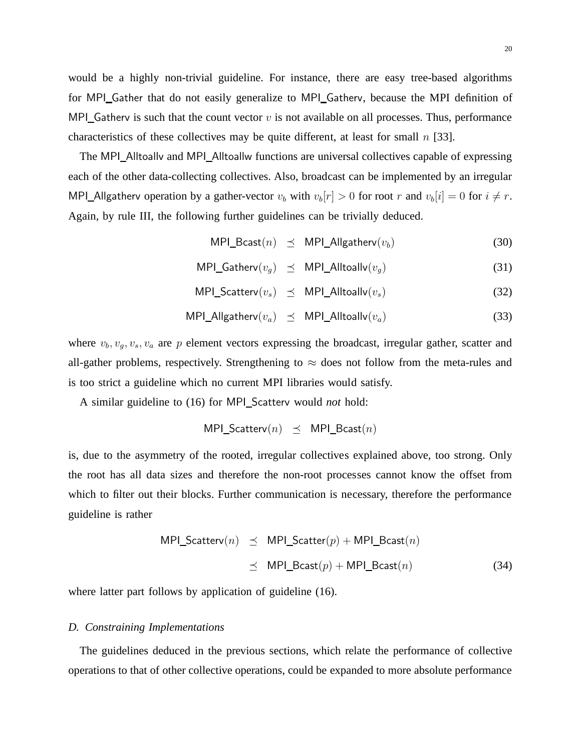would be a highly non-trivial guideline. For instance, there are easy tree-based algorithms for MPI_Gather that do not easily generalize to MPI_Gatherv, because the MPI definition of MPI_Gatherv is such that the count vector $v$ is not available on all processes. Thus, performance characteristics of these collectives may be quite different, at least for small $n$ [33].

The MPI_Alltoallv and MPI_Alltoallw functions are universal collectives capable of expressing each of the other data-collecting collectives. Also, broadcast can be implemented by an irregular MPI_Allgatherv operation by a gather-vector $v_b$ with $v_b[r] > 0$ for root $r$ and $v_b[i] = 0$ for $i \neq r$. Again, by rule III, the following further guidelines can be trivially deduced.

$$\mathsf{MPI\_Bcast}(n) \preceq \mathsf{MPI\_Allgatherv}(v_b) \tag{30}$$

$$\mathsf{MPI\_Gatherv}(v_g) \preceq \mathsf{MPI\_Alltoallv}(v_g) \tag{31}$$

$$\mathsf{MPI\_Scatterv}(v_s) \preceq \mathsf{MPI\_Alltoallv}(v_s) \tag{32}$$

$$\mathsf{MPI\_Allgatherv}(v_a) \preceq \mathsf{MPI\_Alltoallv}(v_a) \tag{33}$$

where $v_b, v_g, v_s, v_a$ are $p$ element vectors expressing the broadcast, irregular gather, scatter and all-gather problems, respectively. Strengthening to $\approx$ does not follow from the meta-rules and is too strict a guideline which no current MPI libraries would satisfy.

A similar guideline to (16) for MPI_Scatterv would *not* hold:

$$\mathsf{MPI\_Scatterv}(n) \preceq \mathsf{MPI\_Bcast}(n)$$

is, due to the asymmetry of the rooted, irregular collectives explained above, too strong. Only the root has all data sizes and therefore the non-root processes cannot know the offset from which to filter out their blocks. Further communication is necessary, therefore the performance guideline is rather

$$\begin{aligned} \mathsf{MPI\_Scatterv}(n) &\preceq \mathsf{MPI\_Scatter}(p) + \mathsf{MPI\_Bcast}(n) \\ &\preceq \mathsf{MPI\_Bcast}(p) + \mathsf{MPI\_Bcast}(n) \end{aligned} \tag{34}$$

where latter part follows by application of guideline (16).

### D. Constraining Implementations

The guidelines deduced in the previous sections, which relate the performance of collective operations to that of other collective operations, could be expanded to more absolute performance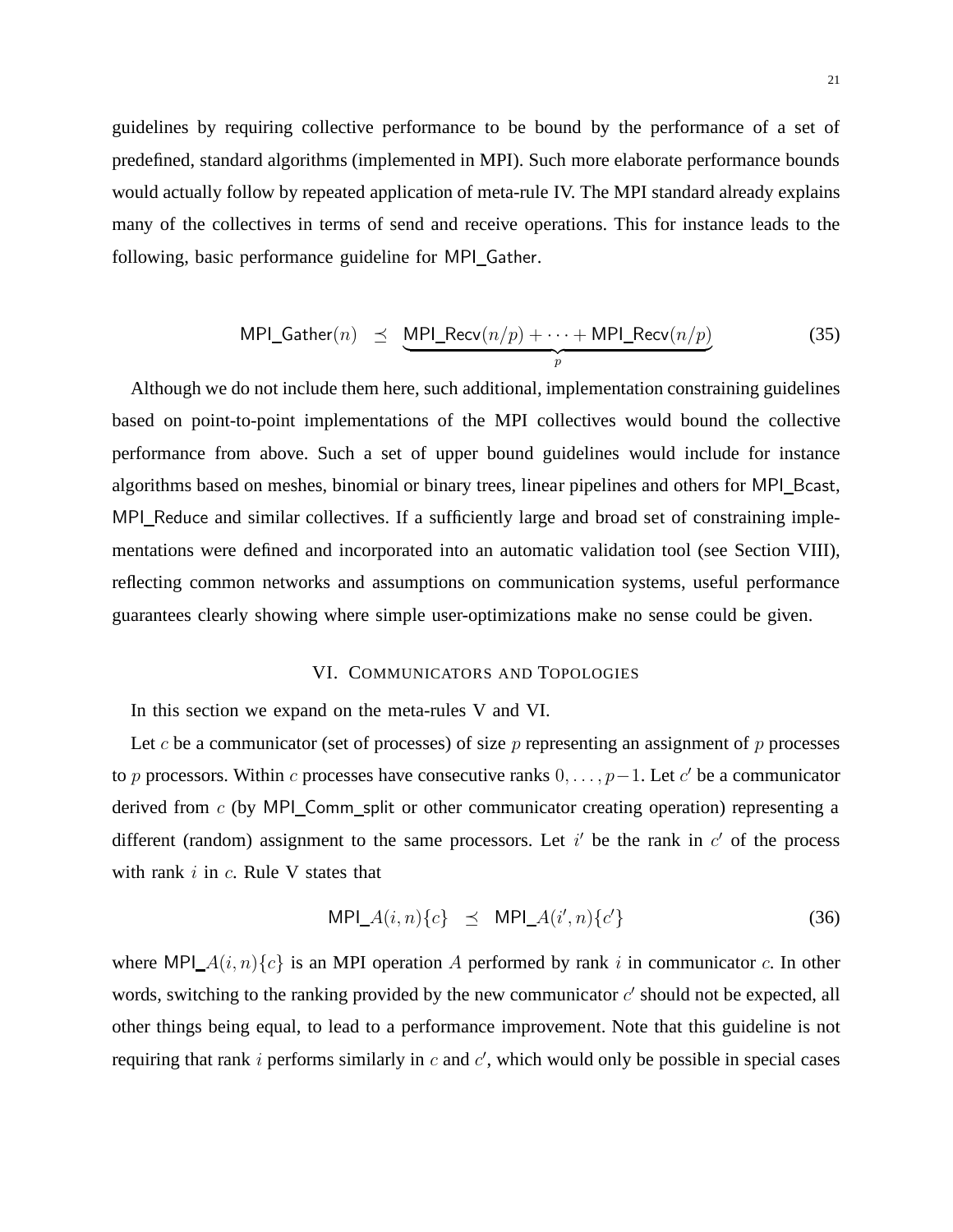guidelines by requiring collective performance to be bound by the performance of a set of predefined, standard algorithms (implemented in MPI). Such more elaborate performance bounds would actually follow by repeated application of meta-rule IV. The MPI standard already explains many of the collectives in terms of send and receive operations. This for instance leads to the following, basic performance guideline for MPI_Gather.

$$\mathsf{MPI\_Gather}(n) \preceq \underbrace{\mathsf{MPI\_Recv}(n/p) + \cdots + \mathsf{MPI\_Recv}(n/p)}_{p} \tag{35}$$

Although we do not include them here, such additional, implementation constraining guidelines based on point-to-point implementations of the MPI collectives would bound the collective performance from above. Such a set of upper bound guidelines would include for instance algorithms based on meshes, binomial or binary trees, linear pipelines and others for MPI_Bcast, MPI_Reduce and similar collectives. If a sufficiently large and broad set of constraining implementations were defined and incorporated into an automatic validation tool (see Section VIII), reflecting common networks and assumptions on communication systems, useful performance guarantees clearly showing where simple user-optimizations make no sense could be given.

## VI. Communicators and Topologies

In this section we expand on the meta-rules V and VI.

Let $c$ be a communicator (set of processes) of size $p$ representing an assignment of $p$ processes to $p$ processors. Within $c$ processes have consecutive ranks $0, \ldots, p-1$. Let $c'$ be a communicator derived from $c$ (by MPI_Comm_split or other communicator creating operation) representing a different (random) assignment to the same processors. Let $i'$ be the rank in $c'$ of the process with rank $i$ in $c$. Rule V states that

$$\mathsf{MPI\_}A(i,n)\{c\} \preceq \mathsf{MPI\_}A(i',n)\{c'\} \tag{36}$$

where $\mathsf{MPI\_}A(i,n)\{c\}$ is an MPI operation $A$ performed by rank $i$ in communicator $c$. In other words, switching to the ranking provided by the new communicator $c'$ should not be expected, all other things being equal, to lead to a performance improvement. Note that this guideline is not requiring that rank $i$ performs similarly in $c$ and $c'$, which would only be possible in special cases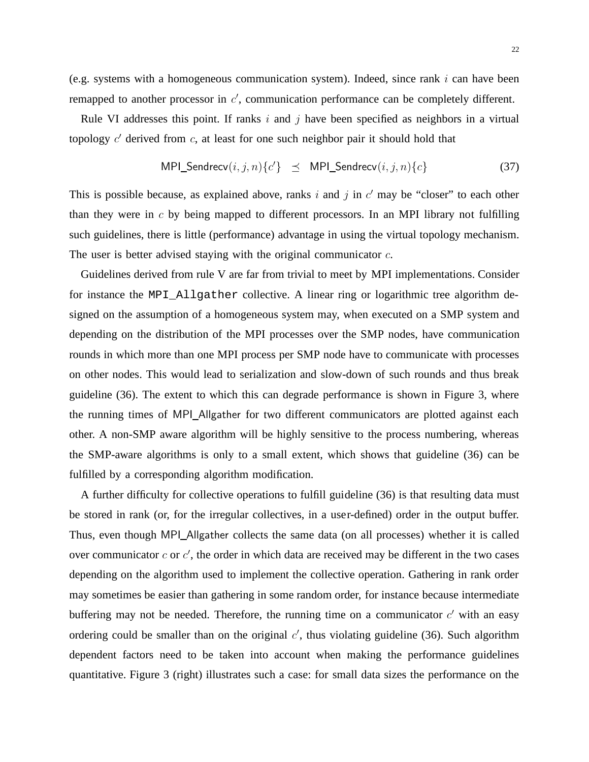(e.g. systems with a homogeneous communication system). Indeed, since rank $i$ can have been remapped to another processor in $c'$, communication performance can be completely different.

Rule VI addresses this point. If ranks $i$ and $j$ have been specified as neighbors in a virtual topology $c'$ derived from $c$, at least for one such neighbor pair it should hold that

$$\mathsf{MPI\_Sendrecv}(i,j,n)\{c'\} \quad \preceq \quad \mathsf{MPI\_Sendrecv}(i,j,n)\{c\} \tag{37}$$

This is possible because, as explained above, ranks $i$ and $j$ in $c'$ may be "closer" to each other than they were in $c$ by being mapped to different processors. In an MPI library not fulfilling such guidelines, there is little (performance) advantage in using the virtual topology mechanism. The user is better advised staying with the original communicator $c$.

Guidelines derived from rule V are far from trivial to meet by MPI implementations. Consider for instance the `MPI_Allgather` collective. A linear ring or logarithmic tree algorithm designed on the assumption of a homogeneous system may, when executed on a SMP system and depending on the distribution of the MPI processes over the SMP nodes, have communication rounds in which more than one MPI process per SMP node have to communicate with processes on other nodes. This would lead to serialization and slow-down of such rounds and thus break guideline (36). The extent to which this can degrade performance is shown in Figure 3, where the running times of MPI_Allgather for two different communicators are plotted against each other. A non-SMP aware algorithm will be highly sensitive to the process numbering, whereas the SMP-aware algorithms is only to a small extent, which shows that guideline (36) can be fulfilled by a corresponding algorithm modification.

A further difficulty for collective operations to fulfill guideline (36) is that resulting data must be stored in rank (or, for the irregular collectives, in a user-defined) order in the output buffer. Thus, even though MPI_Allgather collects the same data (on all processes) whether it is called over communicator $c$ or $c'$, the order in which data are received may be different in the two cases depending on the algorithm used to implement the collective operation. Gathering in rank order may sometimes be easier than gathering in some random order, for instance because intermediate buffering may not be needed. Therefore, the running time on a communicator $c'$ with an easy ordering could be smaller than on the original $c'$, thus violating guideline (36). Such algorithm dependent factors need to be taken into account when making the performance guidelines quantitative. Figure 3 (right) illustrates such a case: for small data sizes the performance on the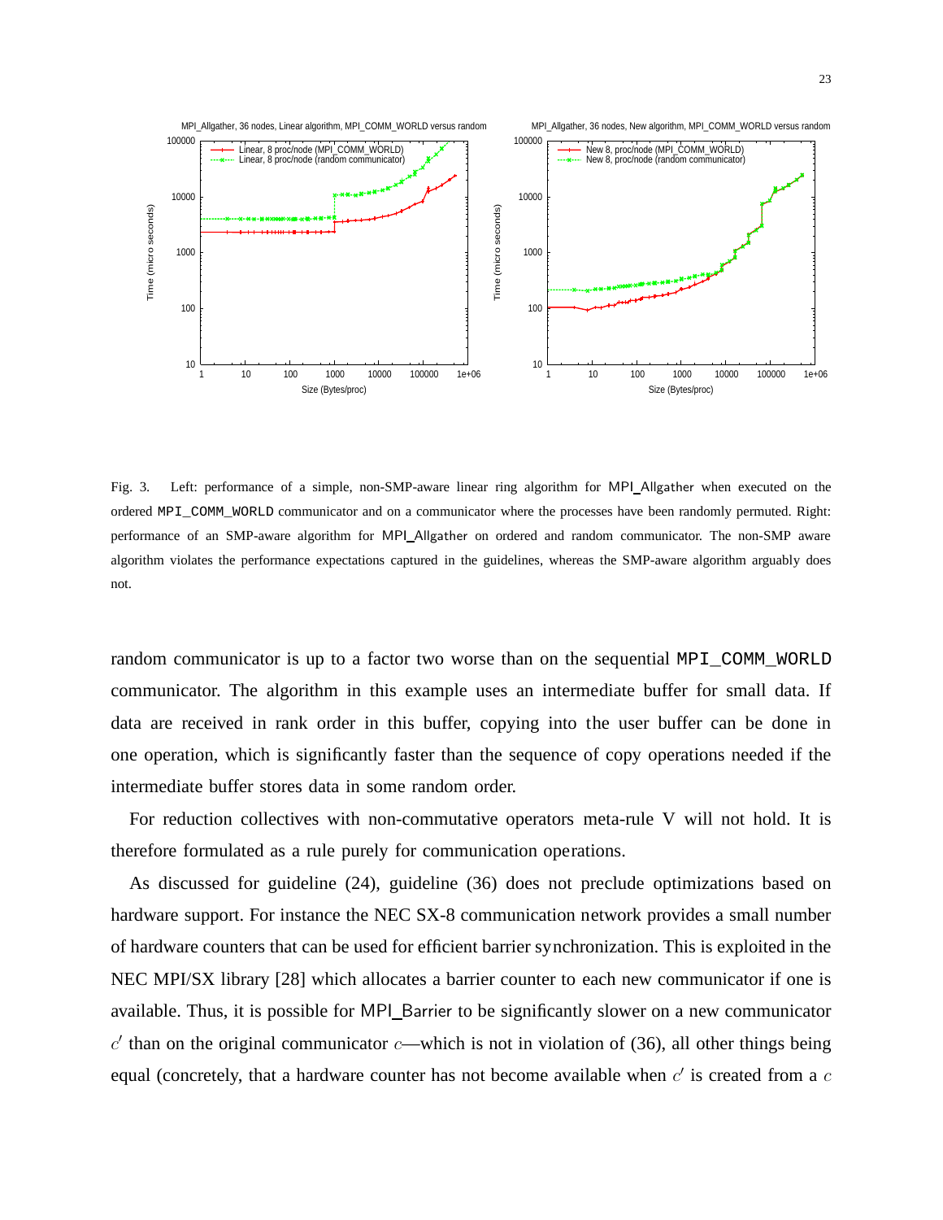Fig. 3. Left: performance of a simple, non-SMP-aware linear ring algorithm for MPI_Allgather when executed on the ordered MPI_COMM_WORLD communicator and on a communicator where the processes have been randomly permuted. Right: performance of an SMP-aware algorithm for MPI_Allgather on ordered and random communicator. The non-SMP aware algorithm violates the performance expectations captured in the guidelines, whereas the SMP-aware algorithm arguably does not.

random communicator is up to a factor two worse than on the sequential MPI_COMM_WORLD communicator. The algorithm in this example uses an intermediate buffer for small data. If data are received in rank order in this buffer, copying into the user buffer can be done in one operation, which is significantly faster than the sequence of copy operations needed if the intermediate buffer stores data in some random order.

For reduction collectives with non-commutative operators meta-rule V will not hold. It is therefore formulated as a rule purely for communication operations.

As discussed for guideline (24), guideline (36) does not preclude optimizations based on hardware support. For instance the NEC SX-8 communication network provides a small number of hardware counters that can be used for efficient barrier synchronization. This is exploited in the NEC MPI/SX library [28] which allocates a barrier counter to each new communicator if one is available. Thus, it is possible for MPI_Barrier to be significantly slower on a new communicator $c'$ than on the original communicator $c$—which is not in violation of (36), all other things being equal (concretely, that a hardware counter has not become available when $c'$ is created from a $c$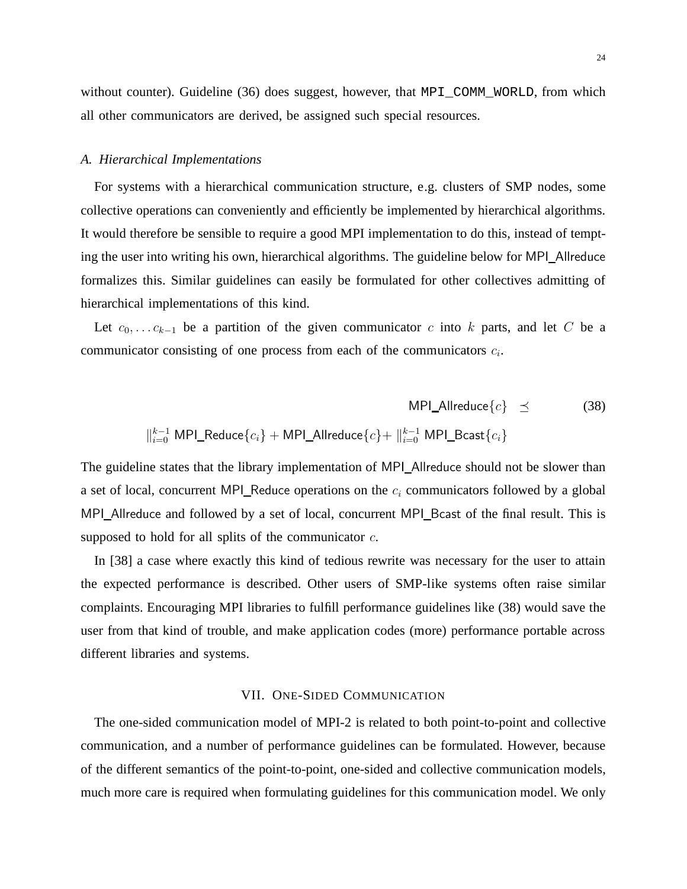without counter). Guideline (36) does suggest, however, that `MPI_COMM_WORLD`, from which all other communicators are derived, be assigned such special resources.

### *A. Hierarchical Implementations*

For systems with a hierarchical communication structure, e.g. clusters of SMP nodes, some collective operations can conveniently and efficiently be implemented by hierarchical algorithms. It would therefore be sensible to require a good MPI implementation to do this, instead of tempting the user into writing his own, hierarchical algorithms. The guideline below for MPI_Allreduce formalizes this. Similar guidelines can easily be formulated for other collectives admitting of hierarchical implementations of this kind.

Let $c_0, \ldots c_{k-1}$ be a partition of the given communicator $c$ into $k$ parts, and let $C$ be a communicator consisting of one process from each of the communicators $c_i$.

$$\begin{aligned} &\textsf{MPI\_Allreduce}\{c\} \preceq \\ &\|_{i=0}^{k-1} \textsf{MPI\_Reduce}\{c_i\} + \textsf{MPI\_Allreduce}\{c\} + \|_{i=0}^{k-1} \textsf{MPI\_Bcast}\{c_i\} \end{aligned} \tag{38}$$

The guideline states that the library implementation of MPI_Allreduce should not be slower than a set of local, concurrent MPI_Reduce operations on the $c_i$ communicators followed by a global MPI_Allreduce and followed by a set of local, concurrent MPI_Bcast of the final result. This is supposed to hold for all splits of the communicator $c$.

In [38] a case where exactly this kind of tedious rewrite was necessary for the user to attain the expected performance is described. Other users of SMP-like systems often raise similar complaints. Encouraging MPI libraries to fulfill performance guidelines like (38) would save the user from that kind of trouble, and make application codes (more) performance portable across different libraries and systems.

## VII. One-Sided Communication

The one-sided communication model of MPI-2 is related to both point-to-point and collective communication, and a number of performance guidelines can be formulated. However, because of the different semantics of the point-to-point, one-sided and collective communication models, much more care is required when formulating guidelines for this communication model. We only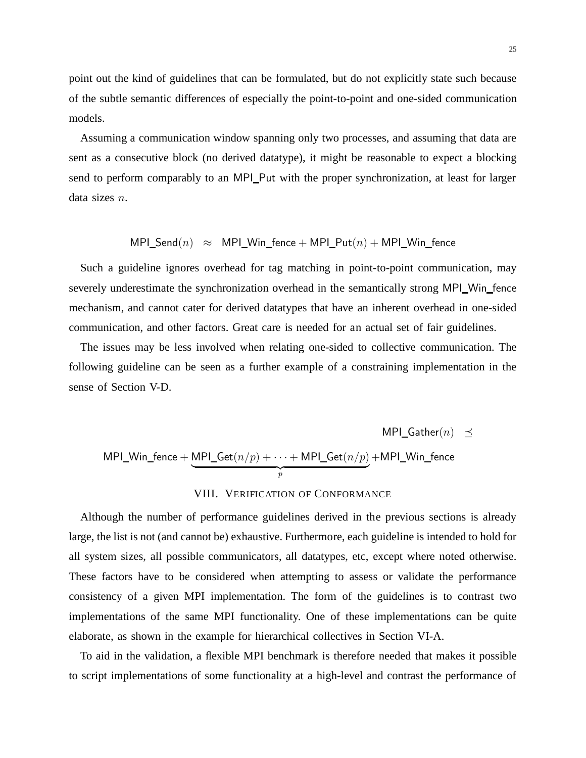point out the kind of guidelines that can be formulated, but do not explicitly state such because of the subtle semantic differences of especially the point-to-point and one-sided communication models.

Assuming a communication window spanning only two processes, and assuming that data are sent as a consecutive block (no derived datatype), it might be reasonable to expect a blocking send to perform comparably to an MPI_Put with the proper synchronization, at least for larger data sizes $n$.

$$\mathsf{MPI\_Send}(n) \;\approx\; \mathsf{MPI\_Win\_fence} + \mathsf{MPI\_Put}(n) + \mathsf{MPI\_Win\_fence}$$

Such a guideline ignores overhead for tag matching in point-to-point communication, may severely underestimate the synchronization overhead in the semantically strong MPI_Win_fence mechanism, and cannot cater for derived datatypes that have an inherent overhead in one-sided communication, and other factors. Great care is needed for an actual set of fair guidelines.

The issues may be less involved when relating one-sided to collective communication. The following guideline can be seen as a further example of a constraining implementation in the sense of Section V-D.

$$\mathsf{MPI\_Gather}(n) \;\preceq\; \mathsf{MPI\_Win\_fence} + \underbrace{\mathsf{MPI\_Get}(n/p) + \cdots + \mathsf{MPI\_Get}(n/p)}_{p} + \mathsf{MPI\_Win\_fence}$$

## VIII. Verification of Conformance

Although the number of performance guidelines derived in the previous sections is already large, the list is not (and cannot be) exhaustive. Furthermore, each guideline is intended to hold for all system sizes, all possible communicators, all datatypes, etc, except where noted otherwise. These factors have to be considered when attempting to assess or validate the performance consistency of a given MPI implementation. The form of the guidelines is to contrast two implementations of the same MPI functionality. One of these implementations can be quite elaborate, as shown in the example for hierarchical collectives in Section VI-A.

To aid in the validation, a flexible MPI benchmark is therefore needed that makes it possible to script implementations of some functionality at a high-level and contrast the performance of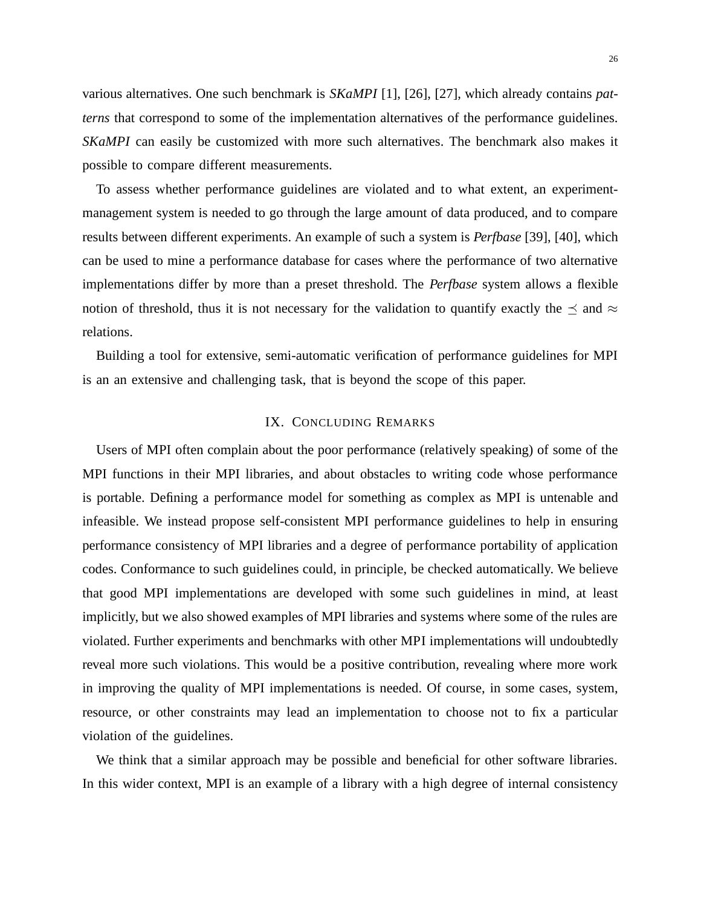various alternatives. One such benchmark is *SKaMPI* [1], [26], [27], which already contains *patterns* that correspond to some of the implementation alternatives of the performance guidelines. *SKaMPI* can easily be customized with more such alternatives. The benchmark also makes it possible to compare different measurements.

To assess whether performance guidelines are violated and to what extent, an experiment-management system is needed to go through the large amount of data produced, and to compare results between different experiments. An example of such a system is *Perfbase* [39], [40], which can be used to mine a performance database for cases where the performance of two alternative implementations differ by more than a preset threshold. The *Perfbase* system allows a flexible notion of threshold, thus it is not necessary for the validation to quantify exactly the $\preceq$ and $\approx$ relations.

Building a tool for extensive, semi-automatic verification of performance guidelines for MPI is an an extensive and challenging task, that is beyond the scope of this paper.

## IX. Concluding Remarks

Users of MPI often complain about the poor performance (relatively speaking) of some of the MPI functions in their MPI libraries, and about obstacles to writing code whose performance is portable. Defining a performance model for something as complex as MPI is untenable and infeasible. We instead propose self-consistent MPI performance guidelines to help in ensuring performance consistency of MPI libraries and a degree of performance portability of application codes. Conformance to such guidelines could, in principle, be checked automatically. We believe that good MPI implementations are developed with some such guidelines in mind, at least implicitly, but we also showed examples of MPI libraries and systems where some of the rules are violated. Further experiments and benchmarks with other MPI implementations will undoubtedly reveal more such violations. This would be a positive contribution, revealing where more work in improving the quality of MPI implementations is needed. Of course, in some cases, system, resource, or other constraints may lead an implementation to choose not to fix a particular violation of the guidelines.

We think that a similar approach may be possible and beneficial for other software libraries. In this wider context, MPI is an example of a library with a high degree of internal consistency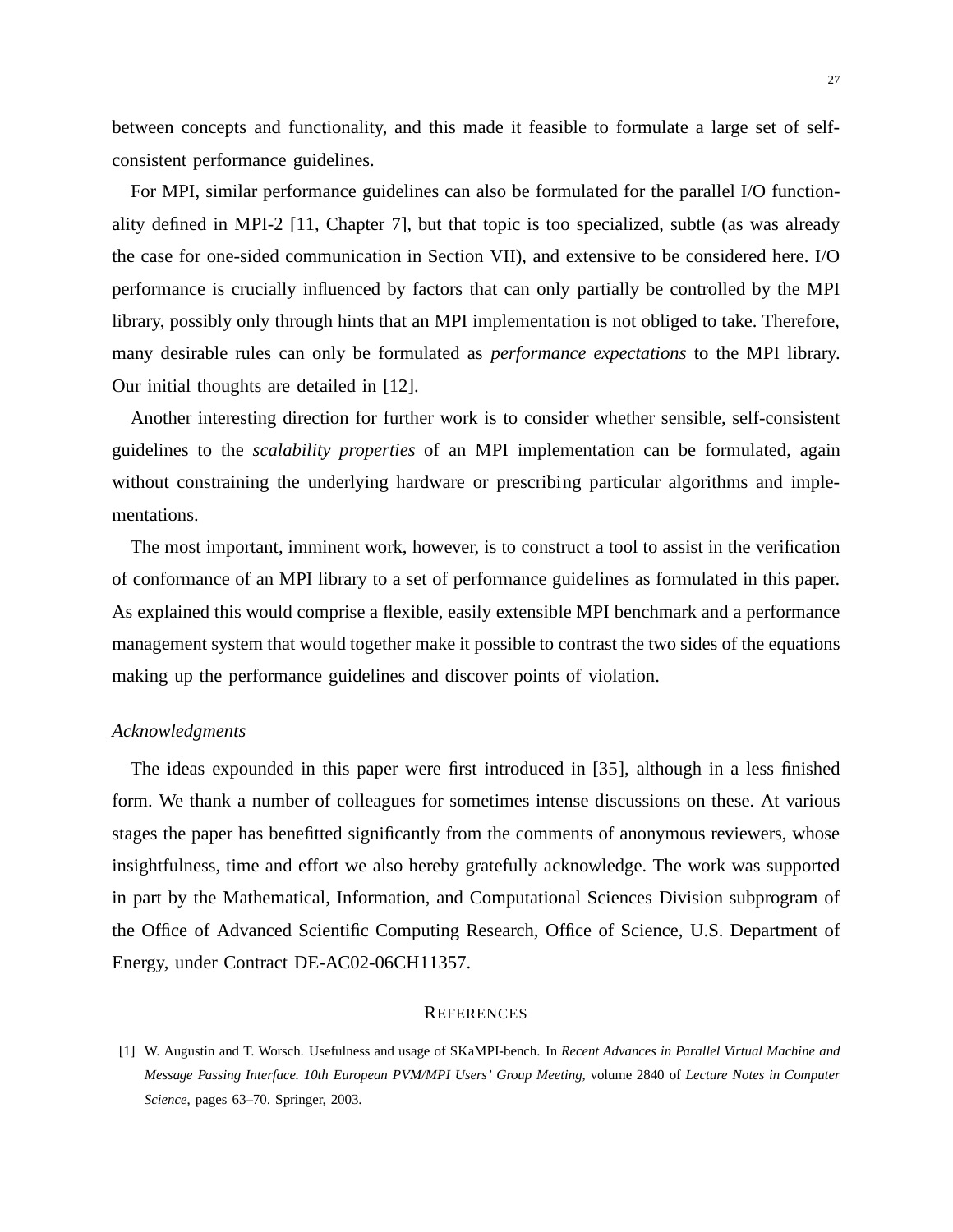between concepts and functionality, and this made it feasible to formulate a large set of self-consistent performance guidelines.

For MPI, similar performance guidelines can also be formulated for the parallel I/O functionality defined in MPI-2 [11, Chapter 7], but that topic is too specialized, subtle (as was already the case for one-sided communication in Section VII), and extensive to be considered here. I/O performance is crucially influenced by factors that can only partially be controlled by the MPI library, possibly only through hints that an MPI implementation is not obliged to take. Therefore, many desirable rules can only be formulated as *performance expectations* to the MPI library. Our initial thoughts are detailed in [12].

Another interesting direction for further work is to consider whether sensible, self-consistent guidelines to the *scalability properties* of an MPI implementation can be formulated, again without constraining the underlying hardware or prescribing particular algorithms and implementations.

The most important, imminent work, however, is to construct a tool to assist in the verification of conformance of an MPI library to a set of performance guidelines as formulated in this paper. As explained this would comprise a flexible, easily extensible MPI benchmark and a performance management system that would together make it possible to contrast the two sides of the equations making up the performance guidelines and discover points of violation.

### *Acknowledgments*

The ideas expounded in this paper were first introduced in [35], although in a less finished form. We thank a number of colleagues for sometimes intense discussions on these. At various stages the paper has benefitted significantly from the comments of anonymous reviewers, whose insightfulness, time and effort we also hereby gratefully acknowledge. The work was supported in part by the Mathematical, Information, and Computational Sciences Division subprogram of the Office of Advanced Scientific Computing Research, Office of Science, U.S. Department of Energy, under Contract DE-AC02-06CH11357.

## REFERENCES

[1] W. Augustin and T. Worsch. Usefulness and usage of SKaMPI-bench. In *Recent Advances in Parallel Virtual Machine and Message Passing Interface. 10th European PVM/MPI Users' Group Meeting*, volume 2840 of *Lecture Notes in Computer Science*, pages 63–70. Springer, 2003.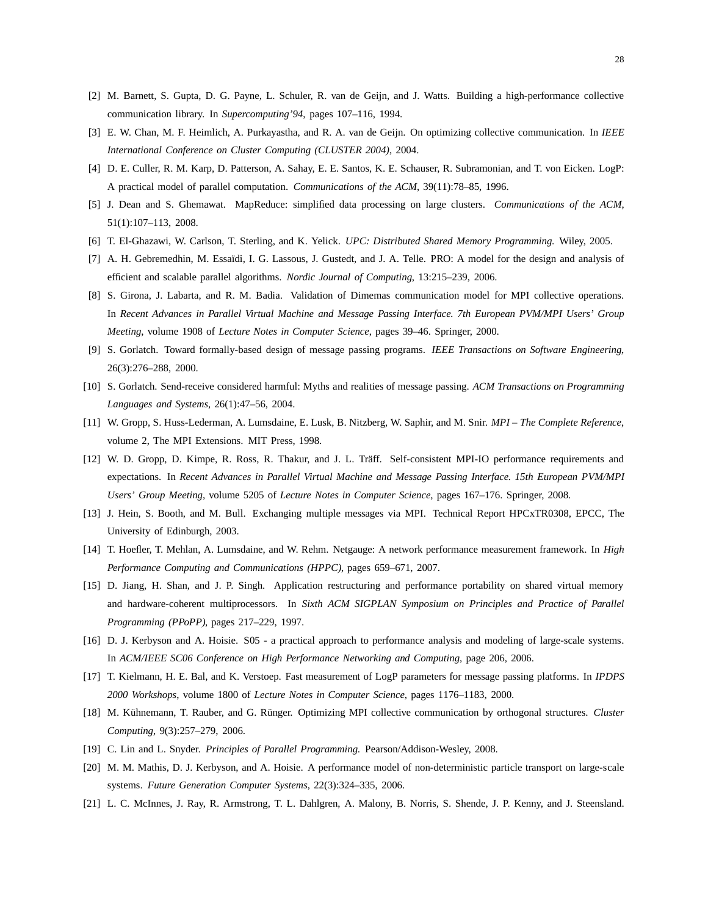- [2] M. Barnett, S. Gupta, D. G. Payne, L. Schuler, R. van de Geijn, and J. Watts. Building a high-performance collective communication library. In *Supercomputing'94*, pages 107–116, 1994.
- [3] E. W. Chan, M. F. Heimlich, A. Purkayastha, and R. A. van de Geijn. On optimizing collective communication. In *IEEE International Conference on Cluster Computing (CLUSTER 2004)*, 2004.
- [4] D. E. Culler, R. M. Karp, D. Patterson, A. Sahay, E. E. Santos, K. E. Schauser, R. Subramonian, and T. von Eicken. LogP: A practical model of parallel computation. *Communications of the ACM*, 39(11):78–85, 1996.
- [5] J. Dean and S. Ghemawat. MapReduce: simplified data processing on large clusters. *Communications of the ACM*, 51(1):107–113, 2008.
- [6] T. El-Ghazawi, W. Carlson, T. Sterling, and K. Yelick. *UPC: Distributed Shared Memory Programming.* Wiley, 2005.
- [7] A. H. Gebremedhin, M. Essaïdi, I. G. Lassous, J. Gustedt, and J. A. Telle. PRO: A model for the design and analysis of efficient and scalable parallel algorithms. *Nordic Journal of Computing*, 13:215–239, 2006.
- [8] S. Girona, J. Labarta, and R. M. Badia. Validation of Dimemas communication model for MPI collective operations. In *Recent Advances in Parallel Virtual Machine and Message Passing Interface. 7th European PVM/MPI Users' Group Meeting*, volume 1908 of *Lecture Notes in Computer Science*, pages 39–46. Springer, 2000.
- [9] S. Gorlatch. Toward formally-based design of message passing programs. *IEEE Transactions on Software Engineering*, 26(3):276–288, 2000.
- [10] S. Gorlatch. Send-receive considered harmful: Myths and realities of message passing. *ACM Transactions on Programming Languages and Systems*, 26(1):47–56, 2004.
- [11] W. Gropp, S. Huss-Lederman, A. Lumsdaine, E. Lusk, B. Nitzberg, W. Saphir, and M. Snir. *MPI – The Complete Reference*, volume 2, The MPI Extensions. MIT Press, 1998.
- [12] W. D. Gropp, D. Kimpe, R. Ross, R. Thakur, and J. L. Träff. Self-consistent MPI-IO performance requirements and expectations. In *Recent Advances in Parallel Virtual Machine and Message Passing Interface. 15th European PVM/MPI Users' Group Meeting*, volume 5205 of *Lecture Notes in Computer Science*, pages 167–176. Springer, 2008.
- [13] J. Hein, S. Booth, and M. Bull. Exchanging multiple messages via MPI. Technical Report HPCxTR0308, EPCC, The University of Edinburgh, 2003.
- [14] T. Hoefler, T. Mehlan, A. Lumsdaine, and W. Rehm. Netgauge: A network performance measurement framework. In *High Performance Computing and Communications (HPPC)*, pages 659–671, 2007.
- [15] D. Jiang, H. Shan, and J. P. Singh. Application restructuring and performance portability on shared virtual memory and hardware-coherent multiprocessors. In *Sixth ACM SIGPLAN Symposium on Principles and Practice of Parallel Programming (PPoPP)*, pages 217–229, 1997.
- [16] D. J. Kerbyson and A. Hoisie. S05 - a practical approach to performance analysis and modeling of large-scale systems. In *ACM/IEEE SC06 Conference on High Performance Networking and Computing*, page 206, 2006.
- [17] T. Kielmann, H. E. Bal, and K. Verstoep. Fast measurement of LogP parameters for message passing platforms. In *IPDPS 2000 Workshops*, volume 1800 of *Lecture Notes in Computer Science*, pages 1176–1183, 2000.
- [18] M. Kühnemann, T. Rauber, and G. Rünger. Optimizing MPI collective communication by orthogonal structures. *Cluster Computing*, 9(3):257–279, 2006.
- [19] C. Lin and L. Snyder. *Principles of Parallel Programming.* Pearson/Addison-Wesley, 2008.
- [20] M. M. Mathis, D. J. Kerbyson, and A. Hoisie. A performance model of non-deterministic particle transport on large-scale systems. *Future Generation Computer Systems*, 22(3):324–335, 2006.
- [21] L. C. McInnes, J. Ray, R. Armstrong, T. L. Dahlgren, A. Malony, B. Norris, S. Shende, J. P. Kenny, and J. Steensland.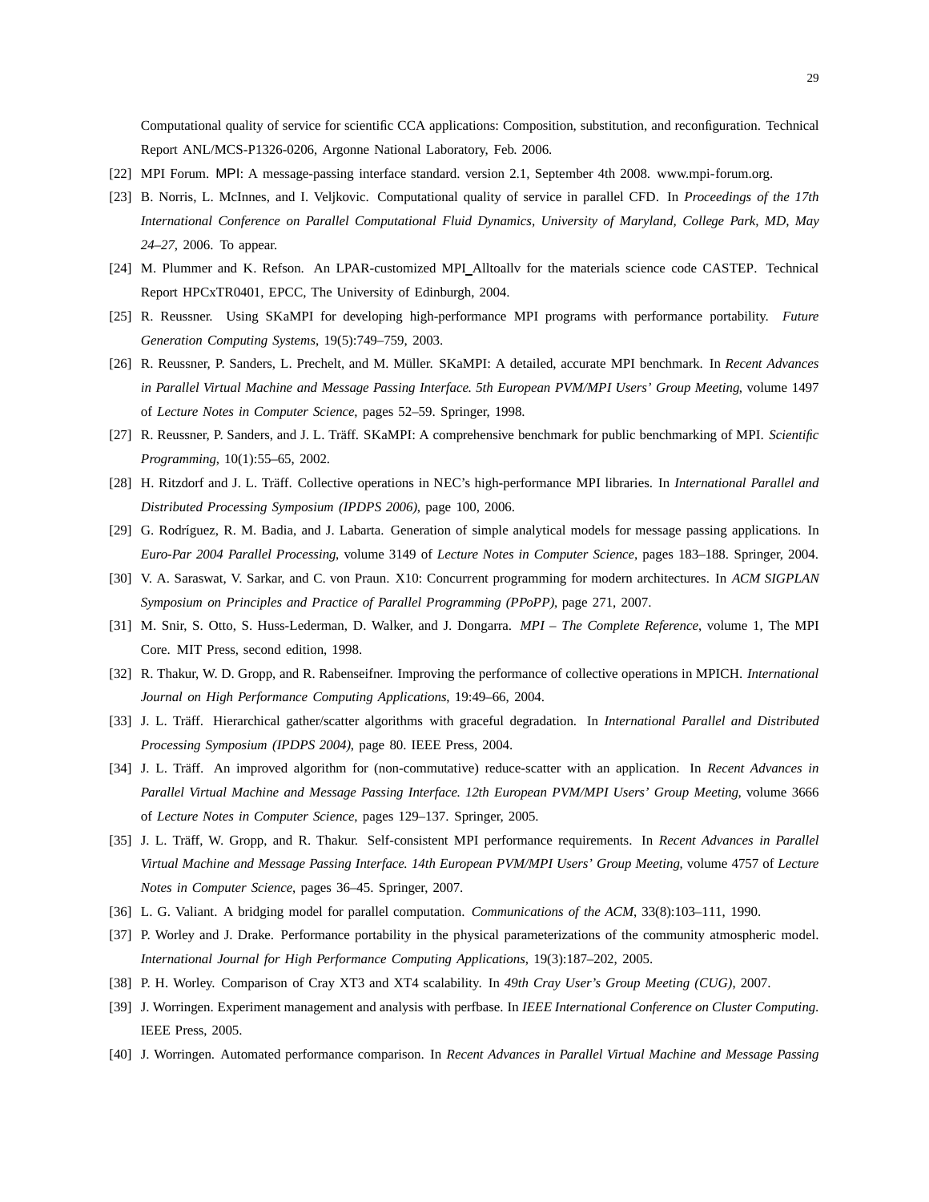Computational quality of service for scientific CCA applications: Composition, substitution, and reconfiguration. Technical Report ANL/MCS-P1326-0206, Argonne National Laboratory, Feb. 2006.

[22] MPI Forum. MPI: A message-passing interface standard. version 2.1, September 4th 2008. www.mpi-forum.org.

[23] B. Norris, L. McInnes, and I. Veljkovic. Computational quality of service in parallel CFD. In *Proceedings of the 17th International Conference on Parallel Computational Fluid Dynamics, University of Maryland, College Park, MD, May 24–27*, 2006. To appear.

[24] M. Plummer and K. Refson. An LPAR-customized MPI_Alltoallv for the materials science code CASTEP. Technical Report HPCxTR0401, EPCC, The University of Edinburgh, 2004.

[25] R. Reussner. Using SKaMPI for developing high-performance MPI programs with performance portability. *Future Generation Computing Systems*, 19(5):749–759, 2003.

[26] R. Reussner, P. Sanders, L. Prechelt, and M. Müller. SKaMPI: A detailed, accurate MPI benchmark. In *Recent Advances in Parallel Virtual Machine and Message Passing Interface. 5th European PVM/MPI Users' Group Meeting*, volume 1497 of *Lecture Notes in Computer Science*, pages 52–59. Springer, 1998.

[27] R. Reussner, P. Sanders, and J. L. Träff. SKaMPI: A comprehensive benchmark for public benchmarking of MPI. *Scientific Programming*, 10(1):55–65, 2002.

[28] H. Ritzdorf and J. L. Träff. Collective operations in NEC's high-performance MPI libraries. In *International Parallel and Distributed Processing Symposium (IPDPS 2006)*, page 100, 2006.

[29] G. Rodríguez, R. M. Badia, and J. Labarta. Generation of simple analytical models for message passing applications. In *Euro-Par 2004 Parallel Processing*, volume 3149 of *Lecture Notes in Computer Science*, pages 183–188. Springer, 2004.

[30] V. A. Saraswat, V. Sarkar, and C. von Praun. X10: Concurrent programming for modern architectures. In *ACM SIGPLAN Symposium on Principles and Practice of Parallel Programming (PPoPP)*, page 271, 2007.

[31] M. Snir, S. Otto, S. Huss-Lederman, D. Walker, and J. Dongarra. *MPI – The Complete Reference*, volume 1, The MPI Core. MIT Press, second edition, 1998.

[32] R. Thakur, W. D. Gropp, and R. Rabenseifner. Improving the performance of collective operations in MPICH. *International Journal on High Performance Computing Applications*, 19:49–66, 2004.

[33] J. L. Träff. Hierarchical gather/scatter algorithms with graceful degradation. In *International Parallel and Distributed Processing Symposium (IPDPS 2004)*, page 80. IEEE Press, 2004.

[34] J. L. Träff. An improved algorithm for (non-commutative) reduce-scatter with an application. In *Recent Advances in Parallel Virtual Machine and Message Passing Interface. 12th European PVM/MPI Users' Group Meeting*, volume 3666 of *Lecture Notes in Computer Science*, pages 129–137. Springer, 2005.

[35] J. L. Träff, W. Gropp, and R. Thakur. Self-consistent MPI performance requirements. In *Recent Advances in Parallel Virtual Machine and Message Passing Interface. 14th European PVM/MPI Users' Group Meeting*, volume 4757 of *Lecture Notes in Computer Science*, pages 36–45. Springer, 2007.

[36] L. G. Valiant. A bridging model for parallel computation. *Communications of the ACM*, 33(8):103–111, 1990.

[37] P. Worley and J. Drake. Performance portability in the physical parameterizations of the community atmospheric model. *International Journal for High Performance Computing Applications*, 19(3):187–202, 2005.

[38] P. H. Worley. Comparison of Cray XT3 and XT4 scalability. In *49th Cray User's Group Meeting (CUG)*, 2007.

[39] J. Worringen. Experiment management and analysis with perfbase. In *IEEE International Conference on Cluster Computing*. IEEE Press, 2005.

[40] J. Worringen. Automated performance comparison. In *Recent Advances in Parallel Virtual Machine and Message Passing*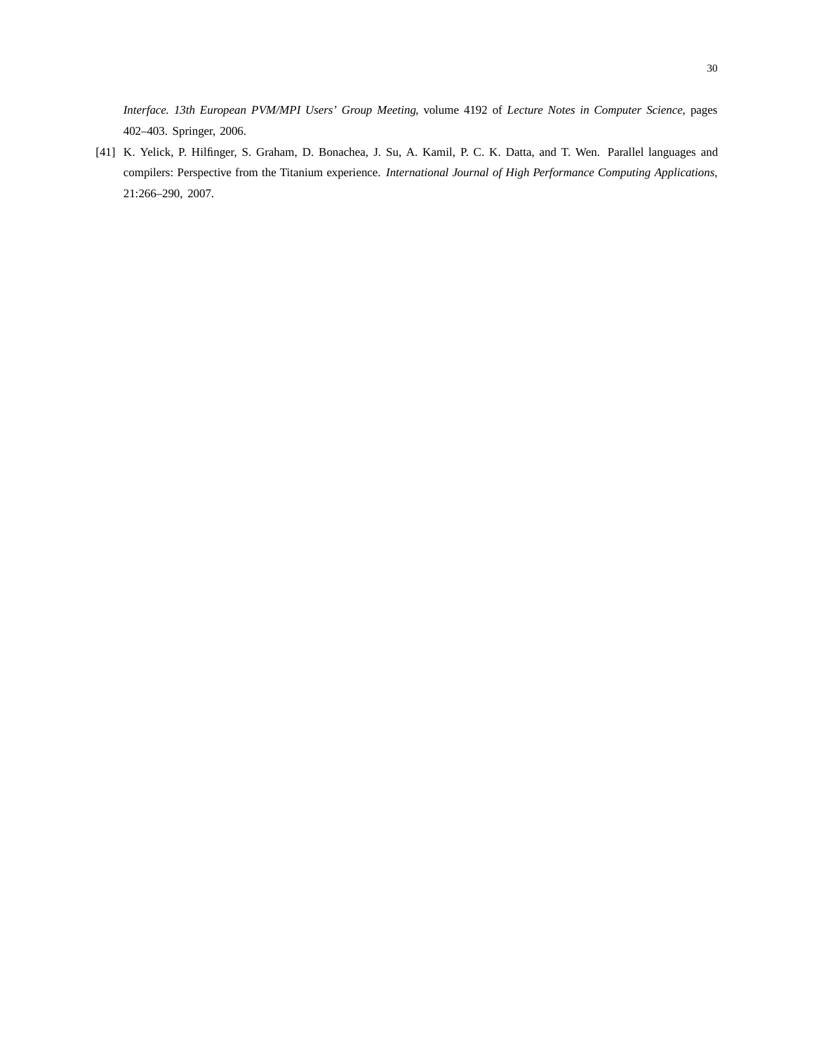*Interface. 13th European PVM/MPI Users' Group Meeting*, volume 4192 of *Lecture Notes in Computer Science*, pages 402–403. Springer, 2006.

[41] K. Yelick, P. Hilfinger, S. Graham, D. Bonachea, J. Su, A. Kamil, P. C. K. Datta, and T. Wen. Parallel languages and compilers: Perspective from the Titanium experience. *International Journal of High Performance Computing Applications*, 21:266–290, 2007.